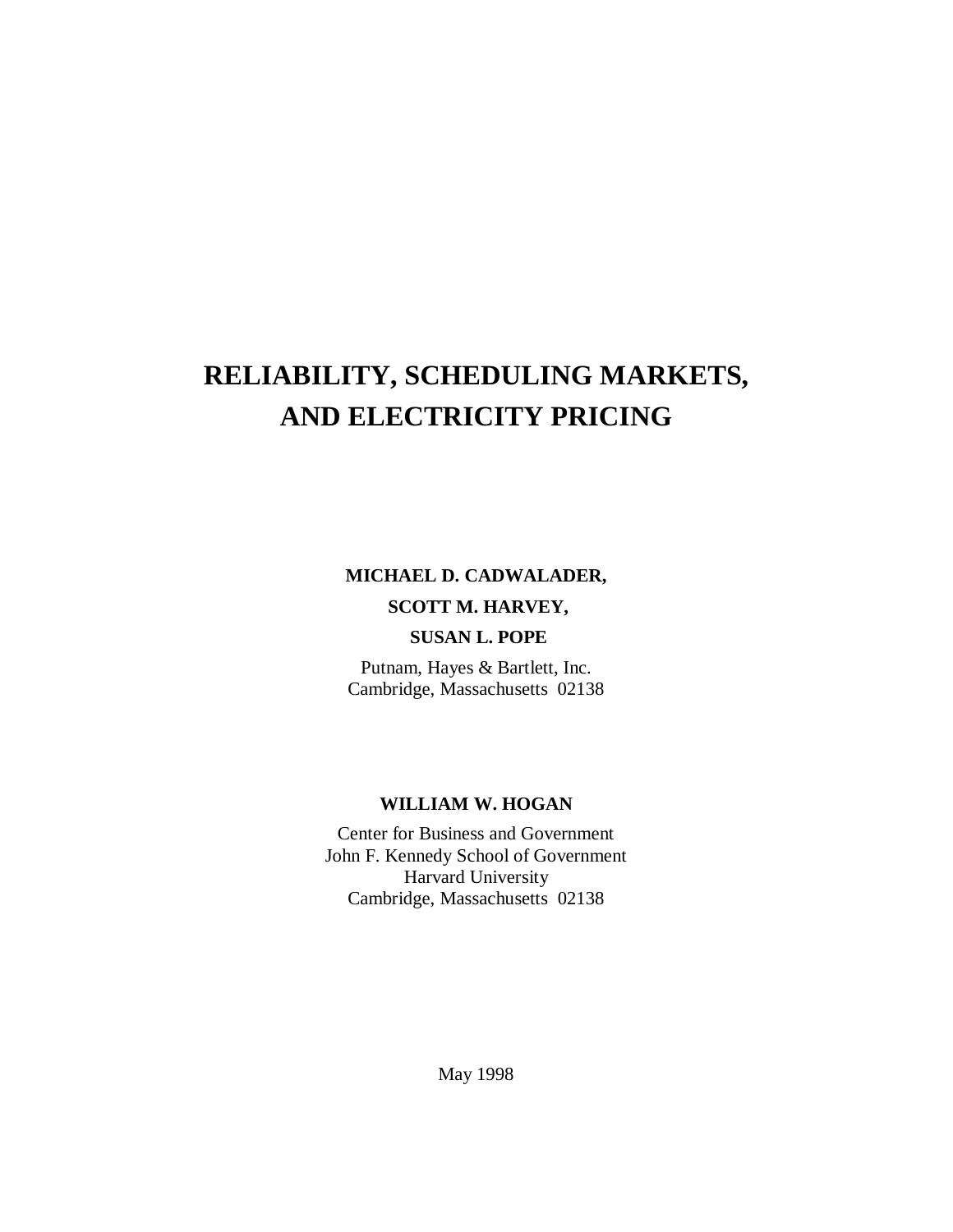# RELIABILITY, SCHEDULING MARKETS, AND ELECTRICITY PRICING

**MICHAEL D. CADWALADER,**

**SCOTT M. HARVEY,**

**SUSAN L. POPE**

Putnam, Hayes & Bartlett, Inc.
Cambridge, Massachusetts 02138

**WILLIAM W. HOGAN**

Center for Business and Government
John F. Kennedy School of Government
Harvard University
Cambridge, Massachusetts 02138

May 1998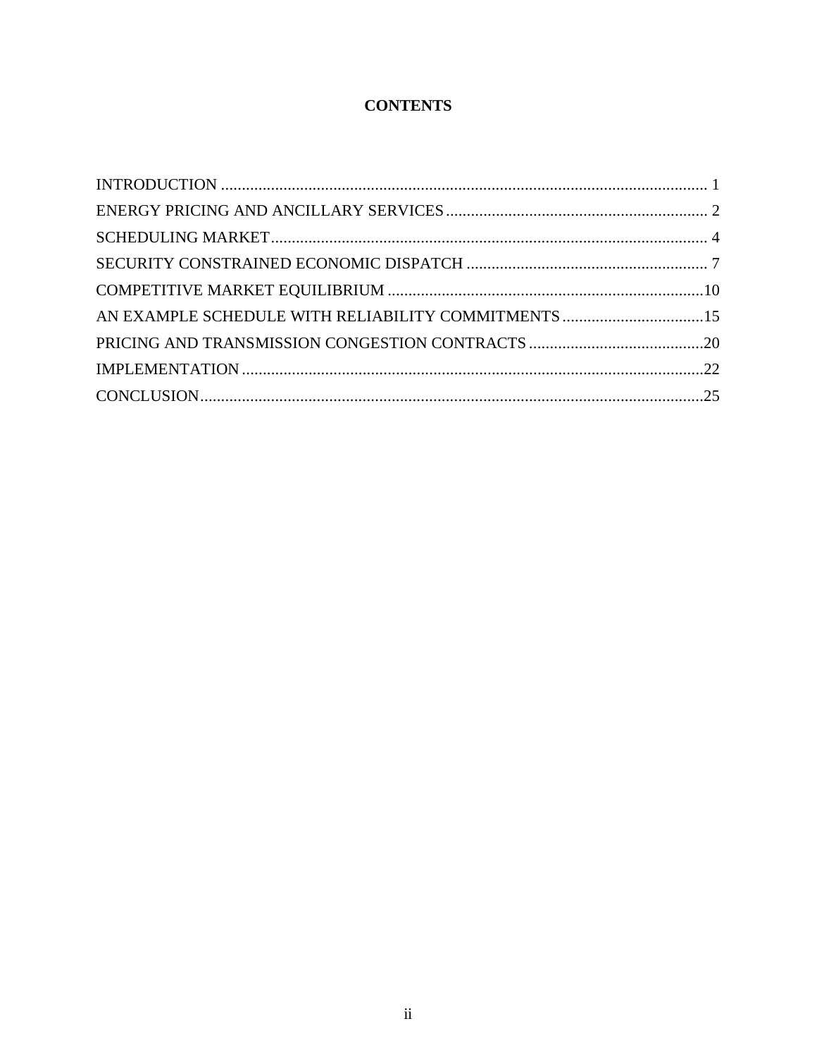# CONTENTS

INTRODUCTION ..................................................................................................................... 1
ENERGY PRICING AND ANCILLARY SERVICES ............................................................... 2
SCHEDULING MARKET......................................................................................................... 4
SECURITY CONSTRAINED ECONOMIC DISPATCH .......................................................... 7
COMPETITIVE MARKET EQUILIBRIUM ............................................................................10
AN EXAMPLE SCHEDULE WITH RELIABILITY COMMITMENTS ..................................15
PRICING AND TRANSMISSION CONGESTION CONTRACTS ..........................................20
IMPLEMENTATION ................................................................................................................22
CONCLUSION.........................................................................................................................25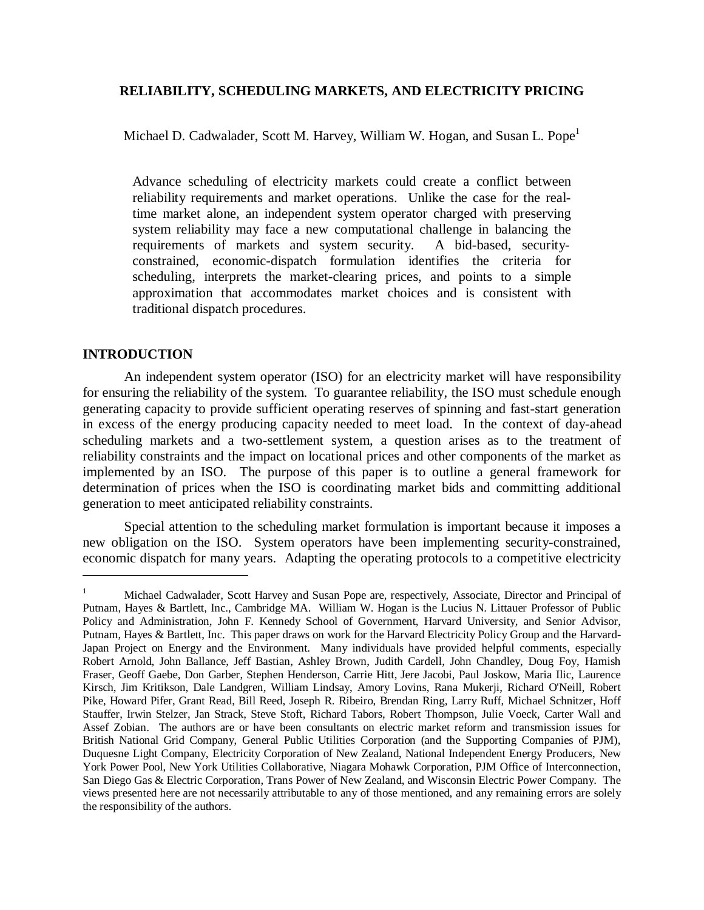# RELIABILITY, SCHEDULING MARKETS, AND ELECTRICITY PRICING

Michael D. Cadwalader, Scott M. Harvey, William W. Hogan, and Susan L. Pope[1]

> Advance scheduling of electricity markets could create a conflict between reliability requirements and market operations. Unlike the case for the real-time market alone, an independent system operator charged with preserving system reliability may face a new computational challenge in balancing the requirements of markets and system security. A bid-based, security-constrained, economic-dispatch formulation identifies the criteria for scheduling, interprets the market-clearing prices, and points to a simple approximation that accommodates market choices and is consistent with traditional dispatch procedures.

## INTRODUCTION

An independent system operator (ISO) for an electricity market will have responsibility for ensuring the reliability of the system. To guarantee reliability, the ISO must schedule enough generating capacity to provide sufficient operating reserves of spinning and fast-start generation in excess of the energy producing capacity needed to meet load. In the context of day-ahead scheduling markets and a two-settlement system, a question arises as to the treatment of reliability constraints and the impact on locational prices and other components of the market as implemented by an ISO. The purpose of this paper is to outline a general framework for determination of prices when the ISO is coordinating market bids and committing additional generation to meet anticipated reliability constraints.

Special attention to the scheduling market formulation is important because it imposes a new obligation on the ISO. System operators have been implementing security-constrained, economic dispatch for many years. Adapting the operating protocols to a competitive electricity

---

[1] Michael Cadwalader, Scott Harvey and Susan Pope are, respectively, Associate, Director and Principal of Putnam, Hayes & Bartlett, Inc., Cambridge MA. William W. Hogan is the Lucius N. Littauer Professor of Public Policy and Administration, John F. Kennedy School of Government, Harvard University, and Senior Advisor, Putnam, Hayes & Bartlett, Inc. This paper draws on work for the Harvard Electricity Policy Group and the Harvard-Japan Project on Energy and the Environment. Many individuals have provided helpful comments, especially Robert Arnold, John Ballance, Jeff Bastian, Ashley Brown, Judith Cardell, John Chandley, Doug Foy, Hamish Fraser, Geoff Gaebe, Don Garber, Stephen Henderson, Carrie Hitt, Jere Jacobi, Paul Joskow, Maria Ilic, Laurence Kirsch, Jim Kritikson, Dale Landgren, William Lindsay, Amory Lovins, Rana Mukerji, Richard O'Neill, Robert Pike, Howard Pifer, Grant Read, Bill Reed, Joseph R. Ribeiro, Brendan Ring, Larry Ruff, Michael Schnitzer, Hoff Stauffer, Irwin Stelzer, Jan Strack, Steve Stoft, Richard Tabors, Robert Thompson, Julie Voeck, Carter Wall and Assef Zobian. The authors are or have been consultants on electric market reform and transmission issues for British National Grid Company, General Public Utilities Corporation (and the Supporting Companies of PJM), Duquesne Light Company, Electricity Corporation of New Zealand, National Independent Energy Producers, New York Power Pool, New York Utilities Collaborative, Niagara Mohawk Corporation, PJM Office of Interconnection, San Diego Gas & Electric Corporation, Trans Power of New Zealand, and Wisconsin Electric Power Company. The views presented here are not necessarily attributable to any of those mentioned, and any remaining errors are solely the responsibility of the authors.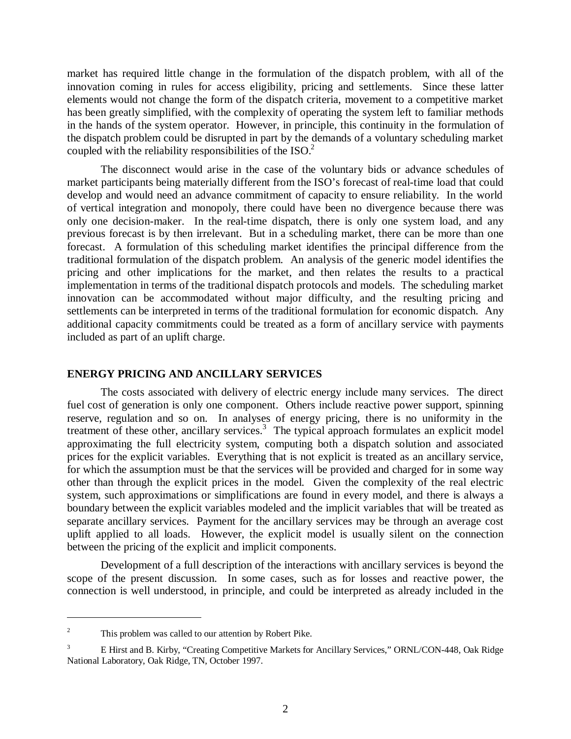market has required little change in the formulation of the dispatch problem, with all of the innovation coming in rules for access eligibility, pricing and settlements. Since these latter elements would not change the form of the dispatch criteria, movement to a competitive market has been greatly simplified, with the complexity of operating the system left to familiar methods in the hands of the system operator. However, in principle, this continuity in the formulation of the dispatch problem could be disrupted in part by the demands of a voluntary scheduling market coupled with the reliability responsibilities of the ISO.[2]

The disconnect would arise in the case of the voluntary bids or advance schedules of market participants being materially different from the ISO's forecast of real-time load that could develop and would need an advance commitment of capacity to ensure reliability. In the world of vertical integration and monopoly, there could have been no divergence because there was only one decision-maker. In the real-time dispatch, there is only one system load, and any previous forecast is by then irrelevant. But in a scheduling market, there can be more than one forecast. A formulation of this scheduling market identifies the principal difference from the traditional formulation of the dispatch problem. An analysis of the generic model identifies the pricing and other implications for the market, and then relates the results to a practical implementation in terms of the traditional dispatch protocols and models. The scheduling market innovation can be accommodated without major difficulty, and the resulting pricing and settlements can be interpreted in terms of the traditional formulation for economic dispatch. Any additional capacity commitments could be treated as a form of ancillary service with payments included as part of an uplift charge.

## ENERGY PRICING AND ANCILLARY SERVICES

The costs associated with delivery of electric energy include many services. The direct fuel cost of generation is only one component. Others include reactive power support, spinning reserve, regulation and so on. In analyses of energy pricing, there is no uniformity in the treatment of these other, ancillary services.[3] The typical approach formulates an explicit model approximating the full electricity system, computing both a dispatch solution and associated prices for the explicit variables. Everything that is not explicit is treated as an ancillary service, for which the assumption must be that the services will be provided and charged for in some way other than through the explicit prices in the model. Given the complexity of the real electric system, such approximations or simplifications are found in every model, and there is always a boundary between the explicit variables modeled and the implicit variables that will be treated as separate ancillary services. Payment for the ancillary services may be through an average cost uplift applied to all loads. However, the explicit model is usually silent on the connection between the pricing of the explicit and implicit components.

Development of a full description of the interactions with ancillary services is beyond the scope of the present discussion. In some cases, such as for losses and reactive power, the connection is well understood, in principle, and could be interpreted as already included in the

---

[2] This problem was called to our attention by Robert Pike.

[3] E Hirst and B. Kirby, "Creating Competitive Markets for Ancillary Services," ORNL/CON-448, Oak Ridge National Laboratory, Oak Ridge, TN, October 1997.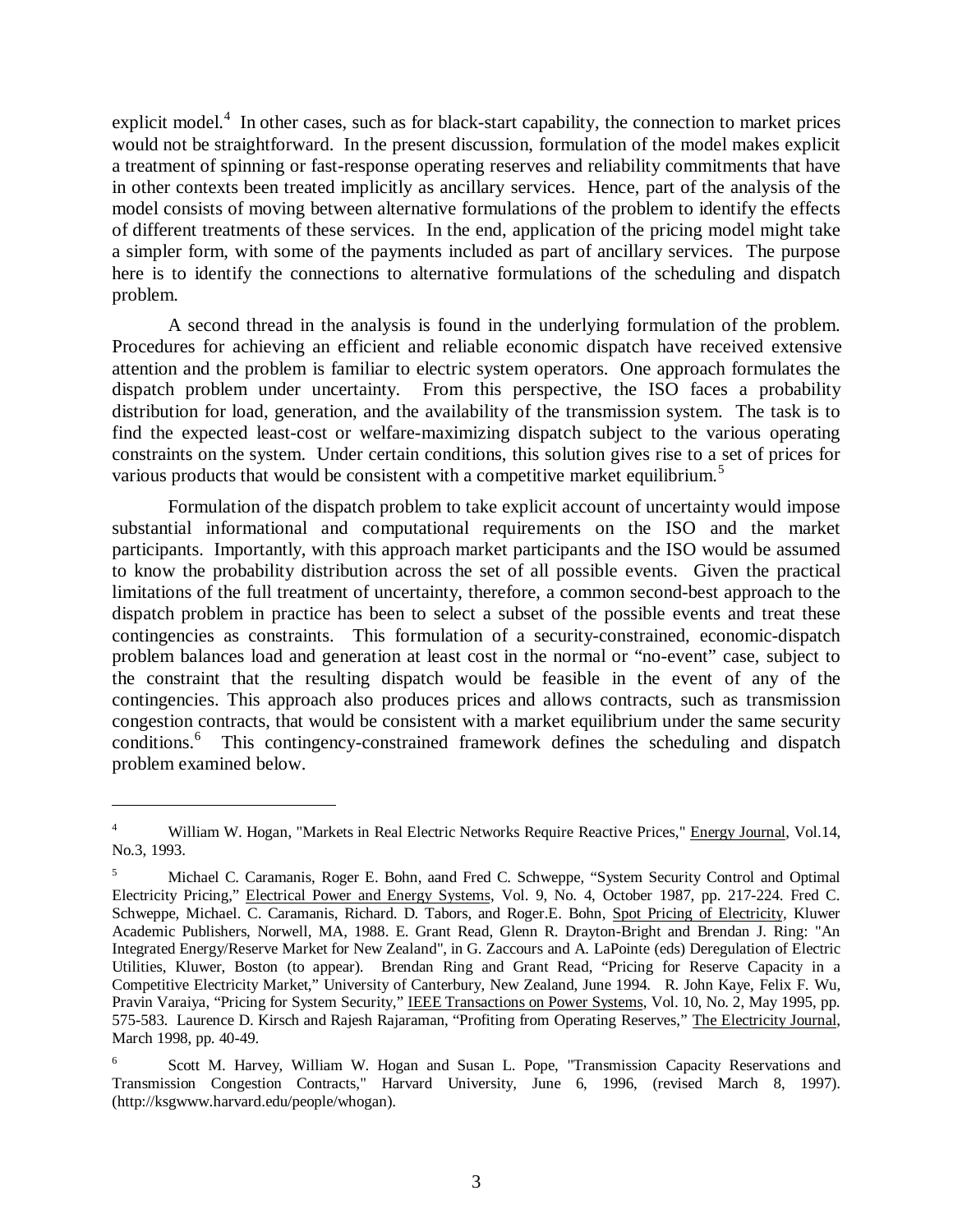explicit model.[4] In other cases, such as for black-start capability, the connection to market prices would not be straightforward. In the present discussion, formulation of the model makes explicit a treatment of spinning or fast-response operating reserves and reliability commitments that have in other contexts been treated implicitly as ancillary services. Hence, part of the analysis of the model consists of moving between alternative formulations of the problem to identify the effects of different treatments of these services. In the end, application of the pricing model might take a simpler form, with some of the payments included as part of ancillary services. The purpose here is to identify the connections to alternative formulations of the scheduling and dispatch problem.

A second thread in the analysis is found in the underlying formulation of the problem. Procedures for achieving an efficient and reliable economic dispatch have received extensive attention and the problem is familiar to electric system operators. One approach formulates the dispatch problem under uncertainty. From this perspective, the ISO faces a probability distribution for load, generation, and the availability of the transmission system. The task is to find the expected least-cost or welfare-maximizing dispatch subject to the various operating constraints on the system. Under certain conditions, this solution gives rise to a set of prices for various products that would be consistent with a competitive market equilibrium.[5]

Formulation of the dispatch problem to take explicit account of uncertainty would impose substantial informational and computational requirements on the ISO and the market participants. Importantly, with this approach market participants and the ISO would be assumed to know the probability distribution across the set of all possible events. Given the practical limitations of the full treatment of uncertainty, therefore, a common second-best approach to the dispatch problem in practice has been to select a subset of the possible events and treat these contingencies as constraints. This formulation of a security-constrained, economic-dispatch problem balances load and generation at least cost in the normal or "no-event" case, subject to the constraint that the resulting dispatch would be feasible in the event of any of the contingencies. This approach also produces prices and allows contracts, such as transmission congestion contracts, that would be consistent with a market equilibrium under the same security conditions.[6] This contingency-constrained framework defines the scheduling and dispatch problem examined below.

---

[4] William W. Hogan, "Markets in Real Electric Networks Require Reactive Prices," Energy Journal, Vol.14, No.3, 1993.

[5] Michael C. Caramanis, Roger E. Bohn, aand Fred C. Schweppe, "System Security Control and Optimal Electricity Pricing," Electrical Power and Energy Systems, Vol. 9, No. 4, October 1987, pp. 217-224. Fred C. Schweppe, Michael. C. Caramanis, Richard. D. Tabors, and Roger.E. Bohn, Spot Pricing of Electricity, Kluwer Academic Publishers, Norwell, MA, 1988. E. Grant Read, Glenn R. Drayton-Bright and Brendan J. Ring: "An Integrated Energy/Reserve Market for New Zealand", in G. Zaccours and A. LaPointe (eds) Deregulation of Electric Utilities, Kluwer, Boston (to appear). Brendan Ring and Grant Read, "Pricing for Reserve Capacity in a Competitive Electricity Market," University of Canterbury, New Zealand, June 1994. R. John Kaye, Felix F. Wu, Pravin Varaiya, "Pricing for System Security," IEEE Transactions on Power Systems, Vol. 10, No. 2, May 1995, pp. 575-583. Laurence D. Kirsch and Rajesh Rajaraman, "Profiting from Operating Reserves," The Electricity Journal, March 1998, pp. 40-49.

[6] Scott M. Harvey, William W. Hogan and Susan L. Pope, "Transmission Capacity Reservations and Transmission Congestion Contracts," Harvard University, June 6, 1996, (revised March 8, 1997). (http://ksgwww.harvard.edu/people/whogan).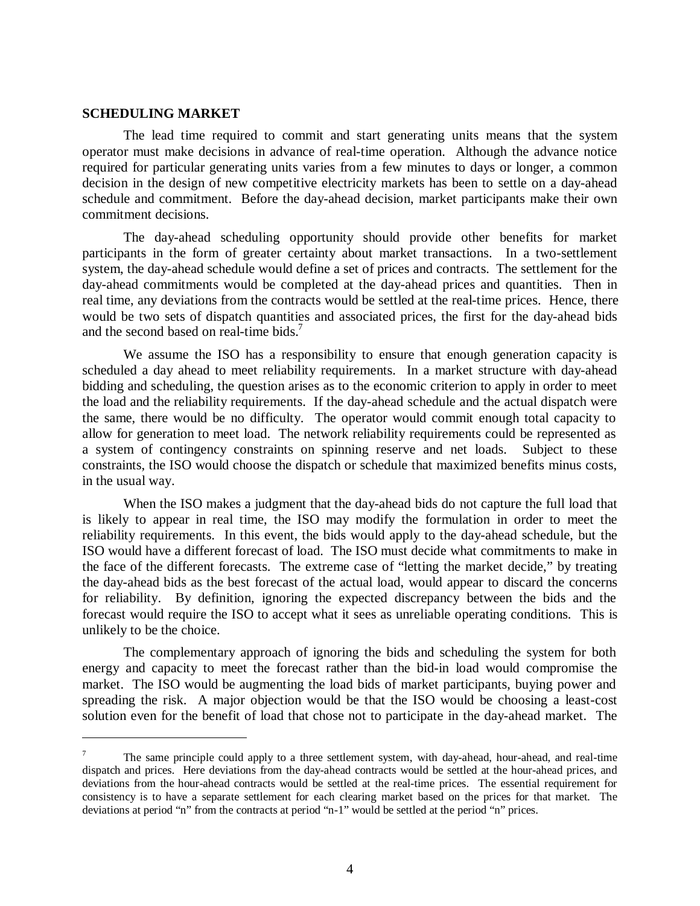## SCHEDULING MARKET

The lead time required to commit and start generating units means that the system operator must make decisions in advance of real-time operation. Although the advance notice required for particular generating units varies from a few minutes to days or longer, a common decision in the design of new competitive electricity markets has been to settle on a day-ahead schedule and commitment. Before the day-ahead decision, market participants make their own commitment decisions.

The day-ahead scheduling opportunity should provide other benefits for market participants in the form of greater certainty about market transactions. In a two-settlement system, the day-ahead schedule would define a set of prices and contracts. The settlement for the day-ahead commitments would be completed at the day-ahead prices and quantities. Then in real time, any deviations from the contracts would be settled at the real-time prices. Hence, there would be two sets of dispatch quantities and associated prices, the first for the day-ahead bids and the second based on real-time bids.[7]

We assume the ISO has a responsibility to ensure that enough generation capacity is scheduled a day ahead to meet reliability requirements. In a market structure with day-ahead bidding and scheduling, the question arises as to the economic criterion to apply in order to meet the load and the reliability requirements. If the day-ahead schedule and the actual dispatch were the same, there would be no difficulty. The operator would commit enough total capacity to allow for generation to meet load. The network reliability requirements could be represented as a system of contingency constraints on spinning reserve and net loads. Subject to these constraints, the ISO would choose the dispatch or schedule that maximized benefits minus costs, in the usual way.

When the ISO makes a judgment that the day-ahead bids do not capture the full load that is likely to appear in real time, the ISO may modify the formulation in order to meet the reliability requirements. In this event, the bids would apply to the day-ahead schedule, but the ISO would have a different forecast of load. The ISO must decide what commitments to make in the face of the different forecasts. The extreme case of "letting the market decide," by treating the day-ahead bids as the best forecast of the actual load, would appear to discard the concerns for reliability. By definition, ignoring the expected discrepancy between the bids and the forecast would require the ISO to accept what it sees as unreliable operating conditions. This is unlikely to be the choice.

The complementary approach of ignoring the bids and scheduling the system for both energy and capacity to meet the forecast rather than the bid-in load would compromise the market. The ISO would be augmenting the load bids of market participants, buying power and spreading the risk. A major objection would be that the ISO would be choosing a least-cost solution even for the benefit of load that chose not to participate in the day-ahead market. The

---

[7] The same principle could apply to a three settlement system, with day-ahead, hour-ahead, and real-time dispatch and prices. Here deviations from the day-ahead contracts would be settled at the hour-ahead prices, and deviations from the hour-ahead contracts would be settled at the real-time prices. The essential requirement for consistency is to have a separate settlement for each clearing market based on the prices for that market. The deviations at period "n" from the contracts at period "n-1" would be settled at the period "n" prices.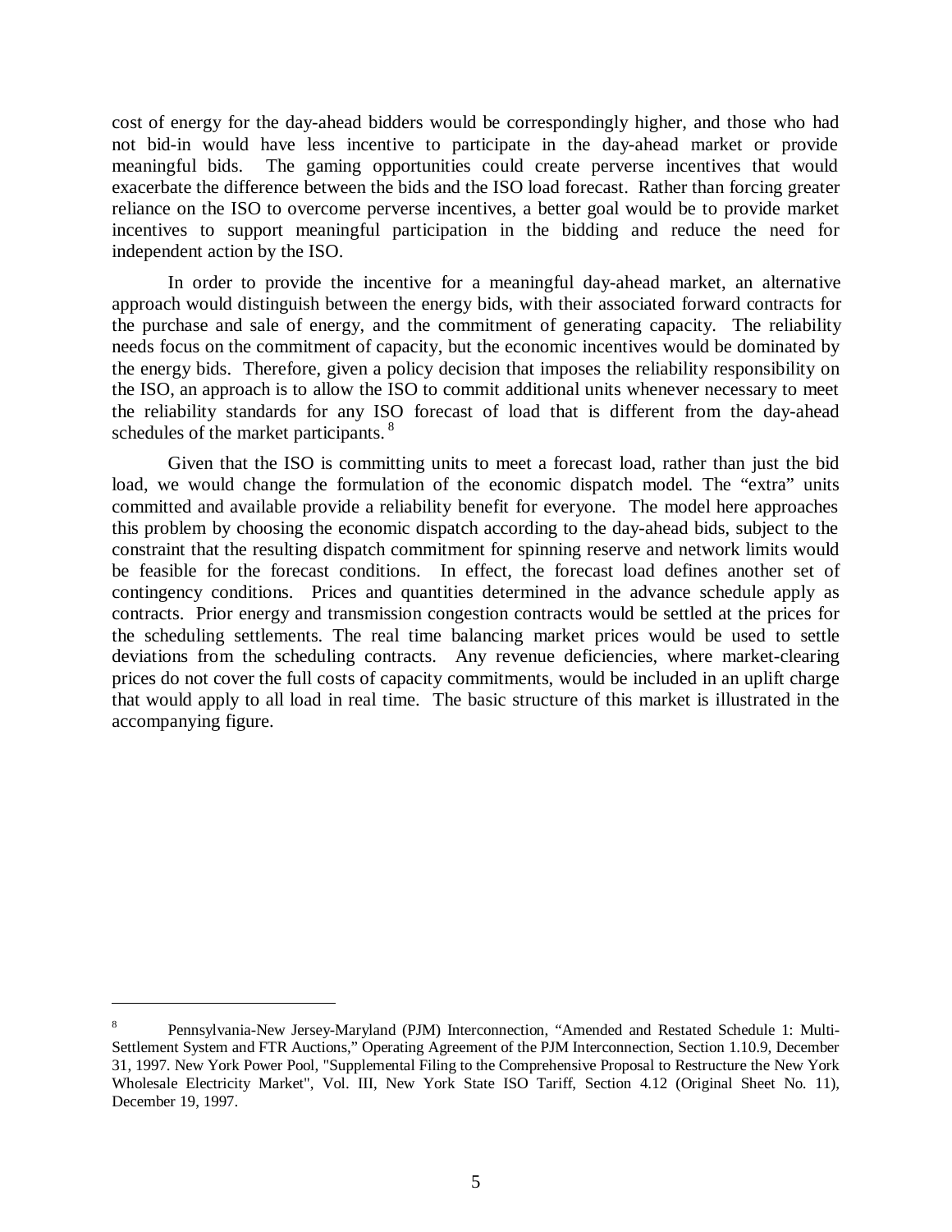cost of energy for the day-ahead bidders would be correspondingly higher, and those who had not bid-in would have less incentive to participate in the day-ahead market or provide meaningful bids. The gaming opportunities could create perverse incentives that would exacerbate the difference between the bids and the ISO load forecast. Rather than forcing greater reliance on the ISO to overcome perverse incentives, a better goal would be to provide market incentives to support meaningful participation in the bidding and reduce the need for independent action by the ISO.

In order to provide the incentive for a meaningful day-ahead market, an alternative approach would distinguish between the energy bids, with their associated forward contracts for the purchase and sale of energy, and the commitment of generating capacity. The reliability needs focus on the commitment of capacity, but the economic incentives would be dominated by the energy bids. Therefore, given a policy decision that imposes the reliability responsibility on the ISO, an approach is to allow the ISO to commit additional units whenever necessary to meet the reliability standards for any ISO forecast of load that is different from the day-ahead schedules of the market participants.[8]

Given that the ISO is committing units to meet a forecast load, rather than just the bid load, we would change the formulation of the economic dispatch model. The "extra" units committed and available provide a reliability benefit for everyone. The model here approaches this problem by choosing the economic dispatch according to the day-ahead bids, subject to the constraint that the resulting dispatch commitment for spinning reserve and network limits would be feasible for the forecast conditions. In effect, the forecast load defines another set of contingency conditions. Prices and quantities determined in the advance schedule apply as contracts. Prior energy and transmission congestion contracts would be settled at the prices for the scheduling settlements. The real time balancing market prices would be used to settle deviations from the scheduling contracts. Any revenue deficiencies, where market-clearing prices do not cover the full costs of capacity commitments, would be included in an uplift charge that would apply to all load in real time. The basic structure of this market is illustrated in the accompanying figure.

---

[8] Pennsylvania-New Jersey-Maryland (PJM) Interconnection, "Amended and Restated Schedule 1: Multi-Settlement System and FTR Auctions," Operating Agreement of the PJM Interconnection, Section 1.10.9, December 31, 1997. New York Power Pool, "Supplemental Filing to the Comprehensive Proposal to Restructure the New York Wholesale Electricity Market", Vol. III, New York State ISO Tariff, Section 4.12 (Original Sheet No. 11), December 19, 1997.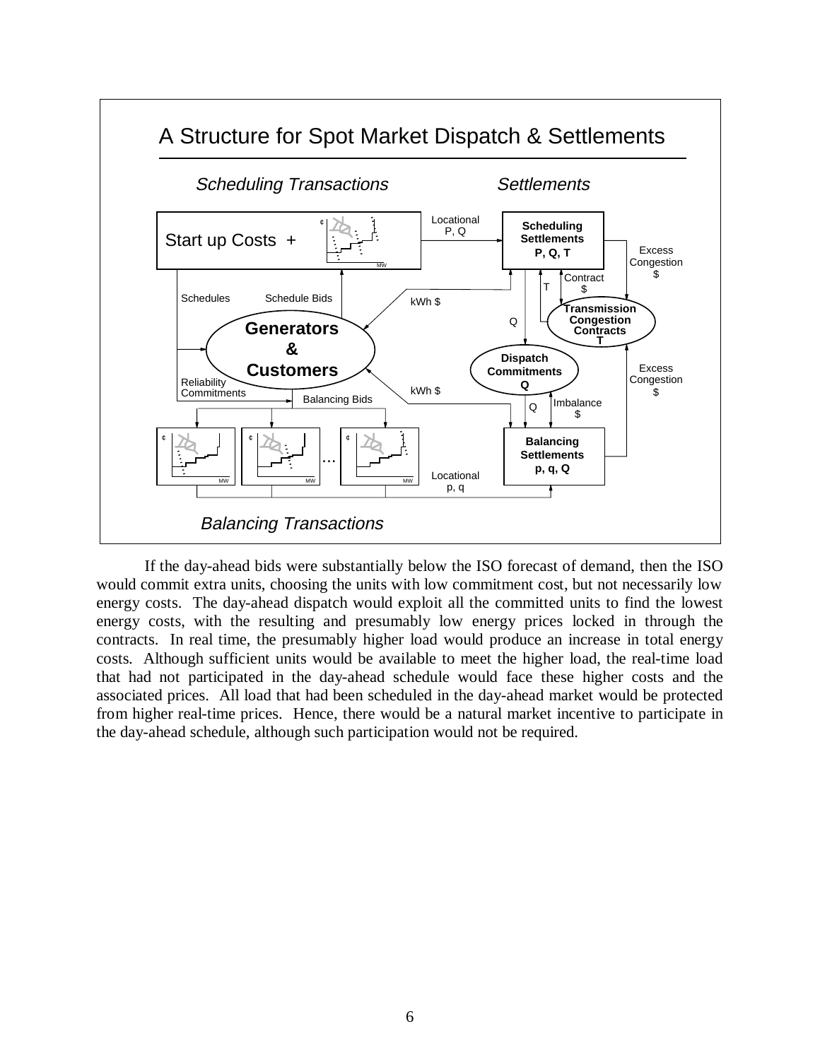A Structure for Spot Market Dispatch & Settlements

*Scheduling Transactions* — *Settlements*

Start up Costs +

Locational P, Q

**Scheduling Settlements P, Q, T**

Excess Congestion $

Schedules — Schedule Bids

kWh $

Contract $

T

**Transmission Congestion Contracts T**

Q

**Generators & Customers**

**Dispatch Commitments Q**

Excess Congestion $

Reliability Commitments

kWh $

Balancing Bids

Q — Imbalance $

**Balancing Settlements p, q, Q**

Locational p, q

*Balancing Transactions*

If the day-ahead bids were substantially below the ISO forecast of demand, then the ISO would commit extra units, choosing the units with low commitment cost, but not necessarily low energy costs. The day-ahead dispatch would exploit all the committed units to find the lowest energy costs, with the resulting and presumably low energy prices locked in through the contracts. In real time, the presumably higher load would produce an increase in total energy costs. Although sufficient units would be available to meet the higher load, the real-time load that had not participated in the day-ahead schedule would face these higher costs and the associated prices. All load that had been scheduled in the day-ahead market would be protected from higher real-time prices. Hence, there would be a natural market incentive to participate in the day-ahead schedule, although such participation would not be required.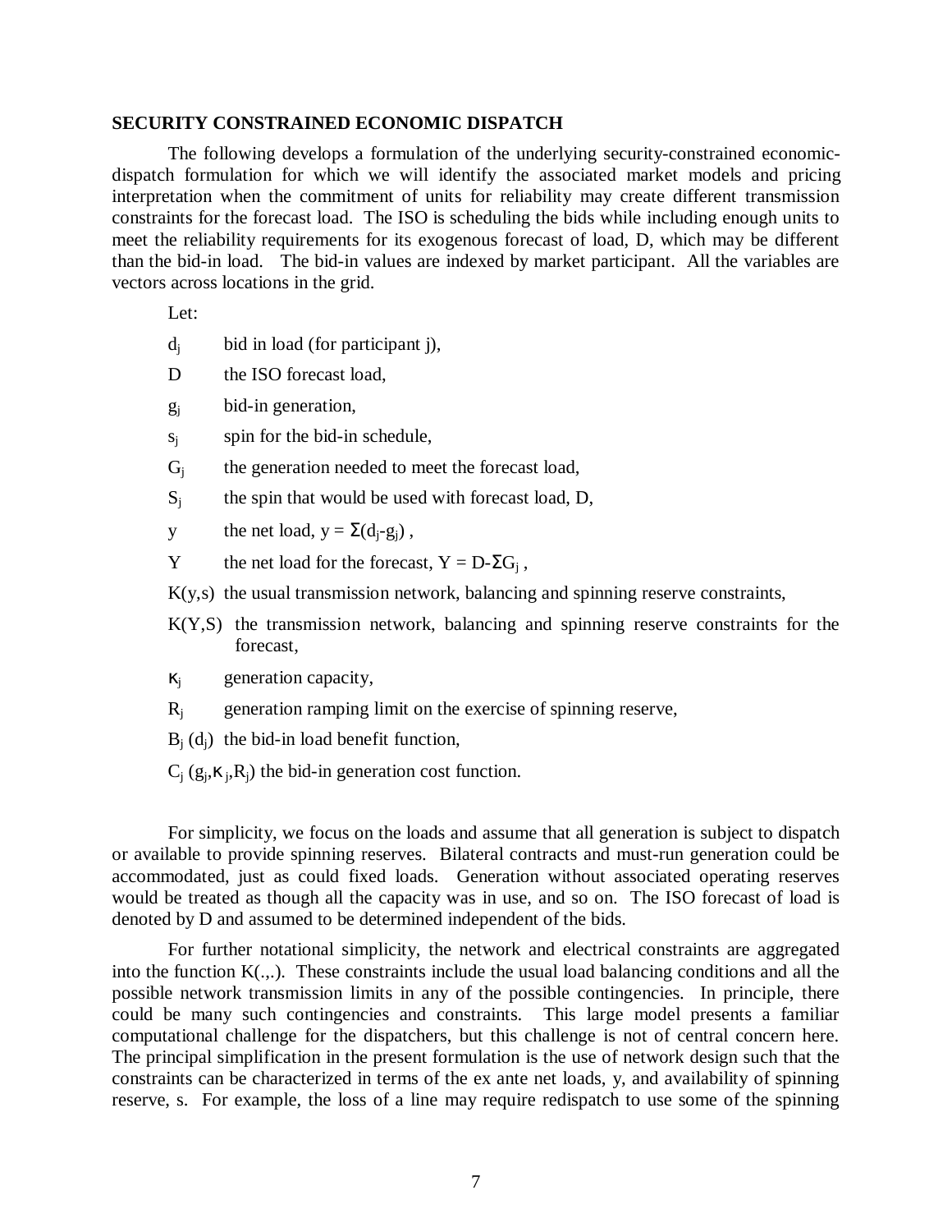**SECURITY CONSTRAINED ECONOMIC DISPATCH**

The following develops a formulation of the underlying security-constrained economic-dispatch formulation for which we will identify the associated market models and pricing interpretation when the commitment of units for reliability may create different transmission constraints for the forecast load. The ISO is scheduling the bids while including enough units to meet the reliability requirements for its exogenous forecast of load, D, which may be different than the bid-in load. The bid-in values are indexed by market participant. All the variables are vectors across locations in the grid.

Let:

- $d_j$ bid in load (for participant j),
- $D$ the ISO forecast load,
- $g_j$ bid-in generation,
- $s_j$ spin for the bid-in schedule,
- $G_j$ the generation needed to meet the forecast load,
- $S_j$ the spin that would be used with forecast load, D,
- $y$ the net load, $y = \Sigma(d_j - g_j)$ ,
- $Y$ the net load for the forecast, $Y = D - \Sigma G_j$ ,
- $K(y,s)$ the usual transmission network, balancing and spinning reserve constraints,
- $K(Y,S)$ the transmission network, balancing and spinning reserve constraints for the forecast,
- $\kappa_j$ generation capacity,
- $R_j$ generation ramping limit on the exercise of spinning reserve,
- $B_j(d_j)$ the bid-in load benefit function,
- $C_j(g_j, \kappa_j, R_j)$ the bid-in generation cost function.

For simplicity, we focus on the loads and assume that all generation is subject to dispatch or available to provide spinning reserves. Bilateral contracts and must-run generation could be accommodated, just as could fixed loads. Generation without associated operating reserves would be treated as though all the capacity was in use, and so on. The ISO forecast of load is denoted by D and assumed to be determined independent of the bids.

For further notational simplicity, the network and electrical constraints are aggregated into the function K(.,.). These constraints include the usual load balancing conditions and all the possible network transmission limits in any of the possible contingencies. In principle, there could be many such contingencies and constraints. This large model presents a familiar computational challenge for the dispatchers, but this challenge is not of central concern here. The principal simplification in the present formulation is the use of network design such that the constraints can be characterized in terms of the ex ante net loads, y, and availability of spinning reserve, s. For example, the loss of a line may require redispatch to use some of the spinning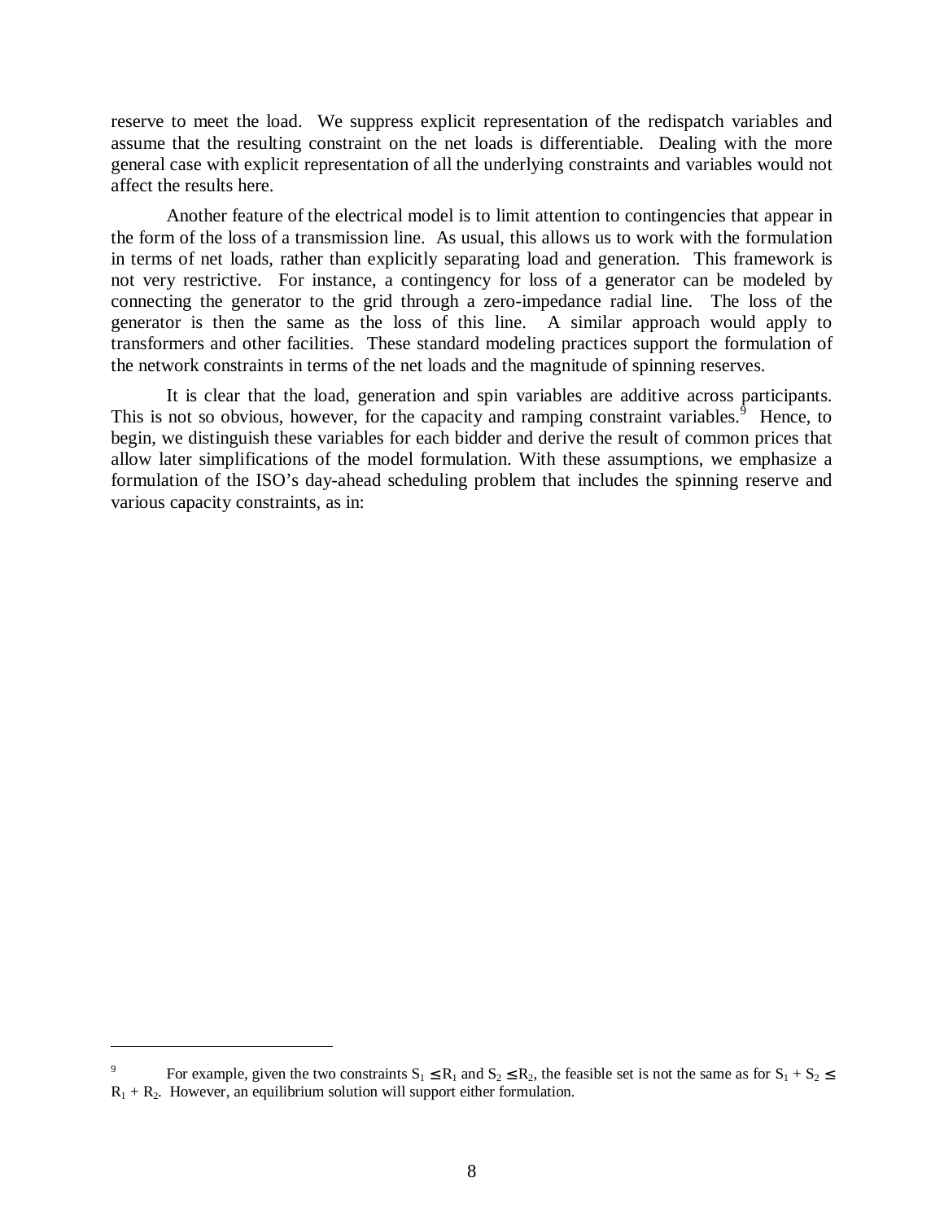reserve to meet the load. We suppress explicit representation of the redispatch variables and assume that the resulting constraint on the net loads is differentiable. Dealing with the more general case with explicit representation of all the underlying constraints and variables would not affect the results here.

Another feature of the electrical model is to limit attention to contingencies that appear in the form of the loss of a transmission line. As usual, this allows us to work with the formulation in terms of net loads, rather than explicitly separating load and generation. This framework is not very restrictive. For instance, a contingency for loss of a generator can be modeled by connecting the generator to the grid through a zero-impedance radial line. The loss of the generator is then the same as the loss of this line. A similar approach would apply to transformers and other facilities. These standard modeling practices support the formulation of the network constraints in terms of the net loads and the magnitude of spinning reserves.

It is clear that the load, generation and spin variables are additive across participants. This is not so obvious, however, for the capacity and ramping constraint variables.[9] Hence, to begin, we distinguish these variables for each bidder and derive the result of common prices that allow later simplifications of the model formulation. With these assumptions, we emphasize a formulation of the ISO's day-ahead scheduling problem that includes the spinning reserve and various capacity constraints, as in:

---

[9] For example, given the two constraints $S_1 \leq R_1$ and $S_2 \leq R_2$, the feasible set is not the same as for $S_1 + S_2 \leq R_1 + R_2$. However, an equilibrium solution will support either formulation.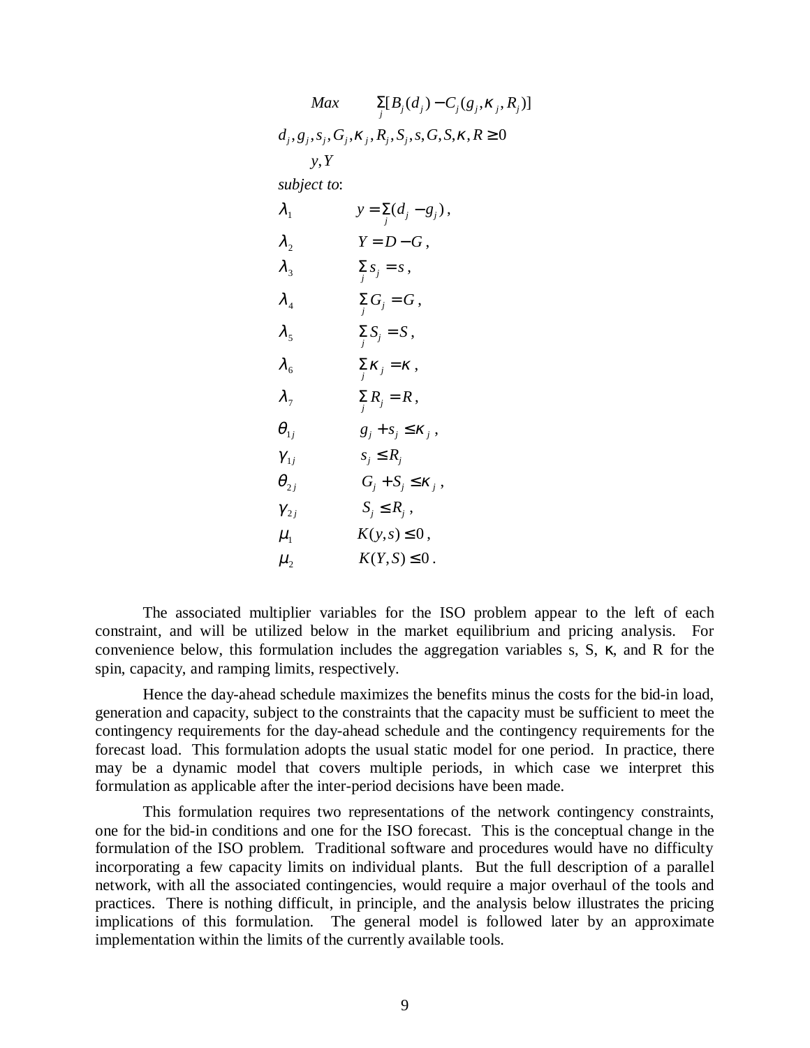$$
\begin{array}{ll}
\underset{\substack{d_j, g_j, s_j, G_j, \kappa_j, R_j, S_j, s, G, S, \kappa, R \geq 0 \\ y, Y}}{Max} & \sum_j [B_j(d_j) - C_j(g_j, \kappa_j, R_j)] \\
\textit{subject to}: & \\
\lambda_1 & y = \sum_j (d_j - g_j), \\
\lambda_2 & Y = D - G, \\
\lambda_3 & \sum_j s_j = s, \\
\lambda_4 & \sum_j G_j = G, \\
\lambda_5 & \sum_j S_j = S, \\
\lambda_6 & \sum_j \kappa_j = \kappa, \\
\lambda_7 & \sum_j R_j = R, \\
\theta_{1j} & g_j + s_j \leq \kappa_j, \\
\gamma_{1j} & s_j \leq R_j \\
\theta_{2j} & G_j + S_j \leq \kappa_j, \\
\gamma_{2j} & S_j \leq R_j, \\
\mu_1 & K(y, s) \leq 0, \\
\mu_2 & K(Y, S) \leq 0.
\end{array}
$$

The associated multiplier variables for the ISO problem appear to the left of each constraint, and will be utilized below in the market equilibrium and pricing analysis. For convenience below, this formulation includes the aggregation variables s, S, κ, and R for the spin, capacity, and ramping limits, respectively.

Hence the day-ahead schedule maximizes the benefits minus the costs for the bid-in load, generation and capacity, subject to the constraints that the capacity must be sufficient to meet the contingency requirements for the day-ahead schedule and the contingency requirements for the forecast load. This formulation adopts the usual static model for one period. In practice, there may be a dynamic model that covers multiple periods, in which case we interpret this formulation as applicable after the inter-period decisions have been made.

This formulation requires two representations of the network contingency constraints, one for the bid-in conditions and one for the ISO forecast. This is the conceptual change in the formulation of the ISO problem. Traditional software and procedures would have no difficulty incorporating a few capacity limits on individual plants. But the full description of a parallel network, with all the associated contingencies, would require a major overhaul of the tools and practices. There is nothing difficult, in principle, and the analysis below illustrates the pricing implications of this formulation. The general model is followed later by an approximate implementation within the limits of the currently available tools.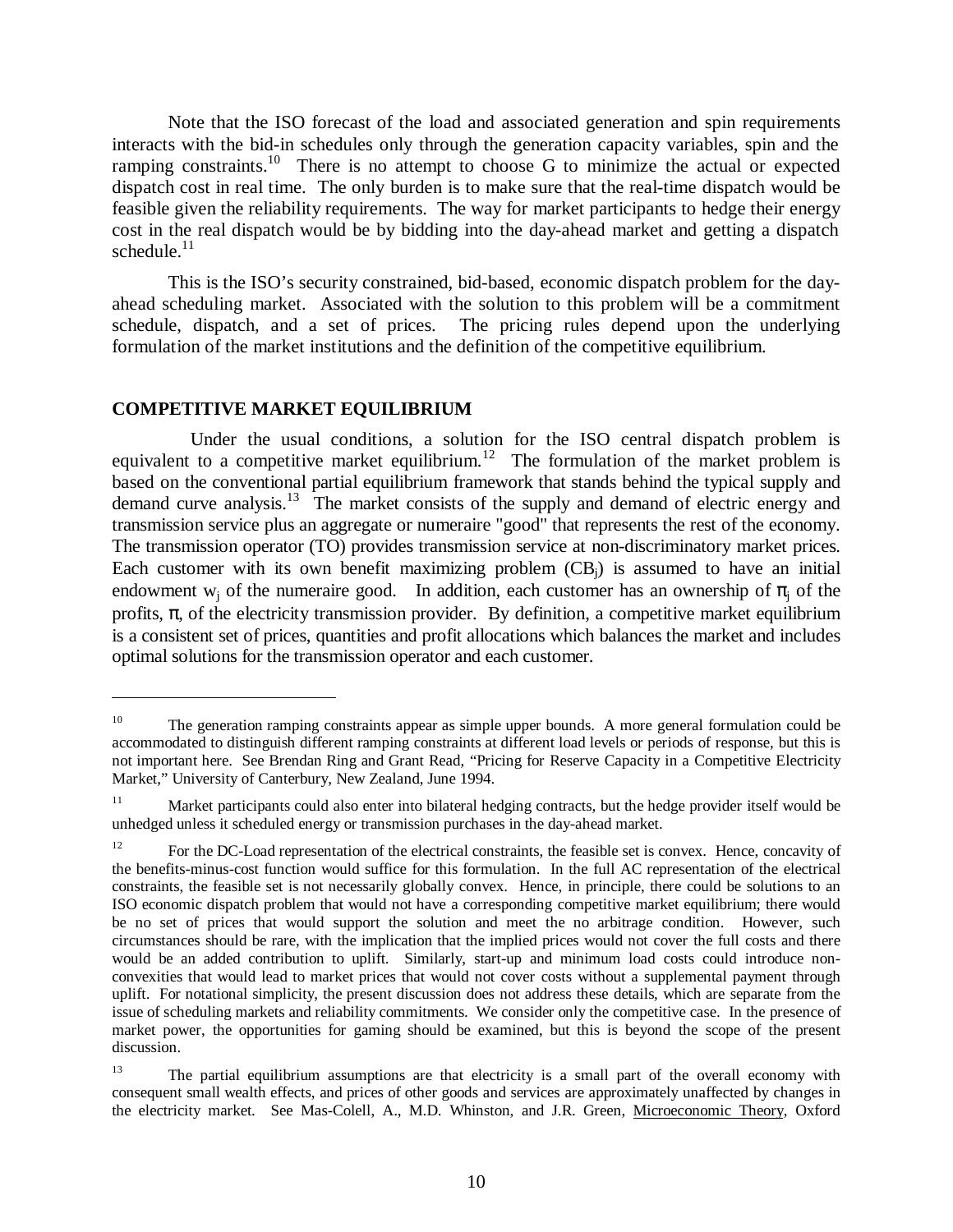Note that the ISO forecast of the load and associated generation and spin requirements interacts with the bid-in schedules only through the generation capacity variables, spin and the ramping constraints.[10] There is no attempt to choose G to minimize the actual or expected dispatch cost in real time. The only burden is to make sure that the real-time dispatch would be feasible given the reliability requirements. The way for market participants to hedge their energy cost in the real dispatch would be by bidding into the day-ahead market and getting a dispatch schedule.[11]

This is the ISO's security constrained, bid-based, economic dispatch problem for the day-ahead scheduling market. Associated with the solution to this problem will be a commitment schedule, dispatch, and a set of prices. The pricing rules depend upon the underlying formulation of the market institutions and the definition of the competitive equilibrium.

**COMPETITIVE MARKET EQUILIBRIUM**

Under the usual conditions, a solution for the ISO central dispatch problem is equivalent to a competitive market equilibrium.[12] The formulation of the market problem is based on the conventional partial equilibrium framework that stands behind the typical supply and demand curve analysis.[13] The market consists of the supply and demand of electric energy and transmission service plus an aggregate or numeraire "good" that represents the rest of the economy. The transmission operator (TO) provides transmission service at non-discriminatory market prices. Each customer with its own benefit maximizing problem ($CB_j$) is assumed to have an initial endowment $w_j$ of the numeraire good. In addition, each customer has an ownership of $\pi_j$ of the profits, $\pi$, of the electricity transmission provider. By definition, a competitive market equilibrium is a consistent set of prices, quantities and profit allocations which balances the market and includes optimal solutions for the transmission operator and each customer.

---

[10] The generation ramping constraints appear as simple upper bounds. A more general formulation could be accommodated to distinguish different ramping constraints at different load levels or periods of response, but this is not important here. See Brendan Ring and Grant Read, "Pricing for Reserve Capacity in a Competitive Electricity Market," University of Canterbury, New Zealand, June 1994.

[11] Market participants could also enter into bilateral hedging contracts, but the hedge provider itself would be unhedged unless it scheduled energy or transmission purchases in the day-ahead market.

[12] For the DC-Load representation of the electrical constraints, the feasible set is convex. Hence, concavity of the benefits-minus-cost function would suffice for this formulation. In the full AC representation of the electrical constraints, the feasible set is not necessarily globally convex. Hence, in principle, there could be solutions to an ISO economic dispatch problem that would not have a corresponding competitive market equilibrium; there would be no set of prices that would support the solution and meet the no arbitrage condition. However, such circumstances should be rare, with the implication that the implied prices would not cover the full costs and there would be an added contribution to uplift. Similarly, start-up and minimum load costs could introduce non-convexities that would lead to market prices that would not cover costs without a supplemental payment through uplift. For notational simplicity, the present discussion does not address these details, which are separate from the issue of scheduling markets and reliability commitments. We consider only the competitive case. In the presence of market power, the opportunities for gaming should be examined, but this is beyond the scope of the present discussion.

[13] The partial equilibrium assumptions are that electricity is a small part of the overall economy with consequent small wealth effects, and prices of other goods and services are approximately unaffected by changes in the electricity market. See Mas-Colell, A., M.D. Whinston, and J.R. Green, Microeconomic Theory, Oxford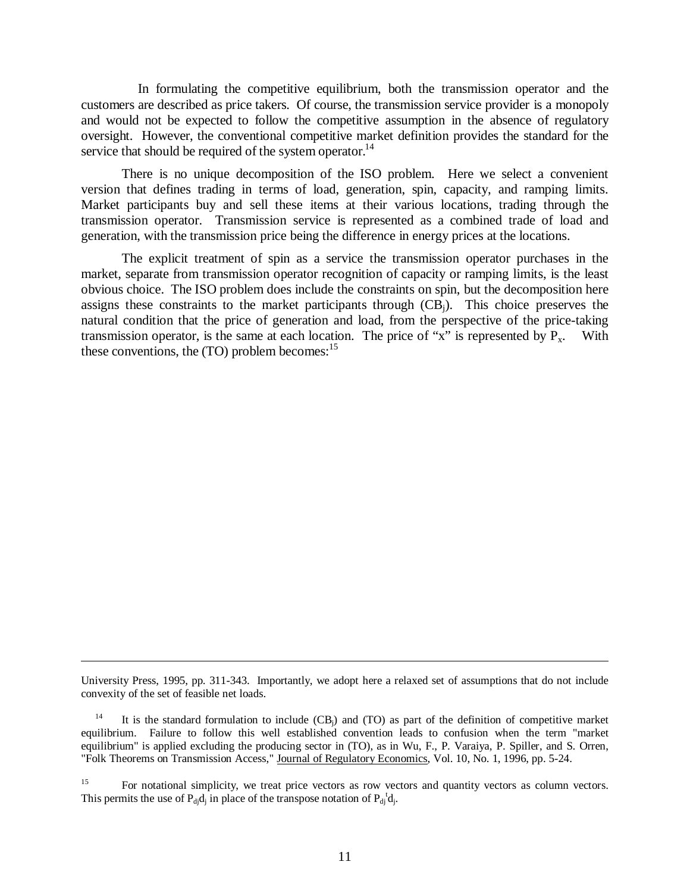In formulating the competitive equilibrium, both the transmission operator and the customers are described as price takers. Of course, the transmission service provider is a monopoly and would not be expected to follow the competitive assumption in the absence of regulatory oversight. However, the conventional competitive market definition provides the standard for the service that should be required of the system operator.[14]

There is no unique decomposition of the ISO problem. Here we select a convenient version that defines trading in terms of load, generation, spin, capacity, and ramping limits. Market participants buy and sell these items at their various locations, trading through the transmission operator. Transmission service is represented as a combined trade of load and generation, with the transmission price being the difference in energy prices at the locations.

The explicit treatment of spin as a service the transmission operator purchases in the market, separate from transmission operator recognition of capacity or ramping limits, is the least obvious choice. The ISO problem does include the constraints on spin, but the decomposition here assigns these constraints to the market participants through ($CB_j$). This choice preserves the natural condition that the price of generation and load, from the perspective of the price-taking transmission operator, is the same at each location. The price of "x" is represented by $P_x$. With these conventions, the (TO) problem becomes:[15]

---

University Press, 1995, pp. 311-343. Importantly, we adopt here a relaxed set of assumptions that do not include convexity of the set of feasible net loads.

[14] It is the standard formulation to include ($CB_j$) and (TO) as part of the definition of competitive market equilibrium. Failure to follow this well established convention leads to confusion when the term "market equilibrium" is applied excluding the producing sector in (TO), as in Wu, F., P. Varaiya, P. Spiller, and S. Orren, "Folk Theorems on Transmission Access," Journal of Regulatory Economics, Vol. 10, No. 1, 1996, pp. 5-24.

[15] For notational simplicity, we treat price vectors as row vectors and quantity vectors as column vectors. This permits the use of $P_{dj}d_j$ in place of the transpose notation of $P_{dj}^t d_j$.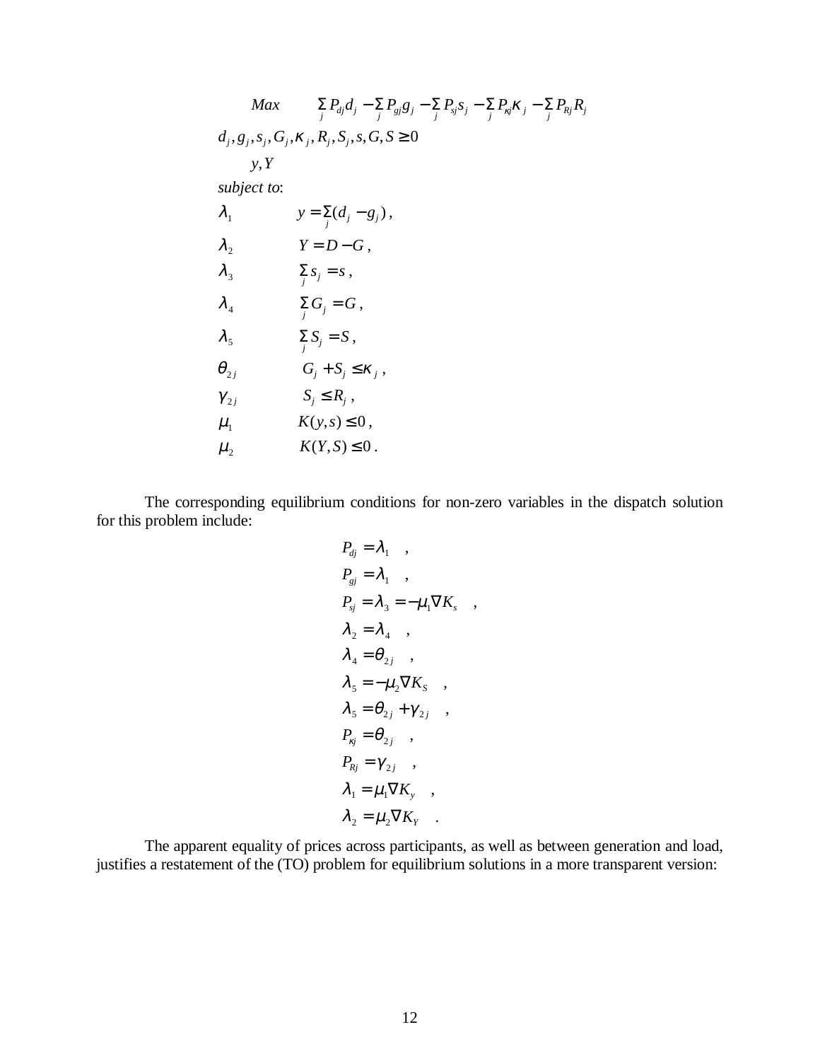$$
\begin{array}{ll}
\underset{\substack{d_j, g_j, s_j, G_j, \kappa_j, R_j, S_j, s, G, S \geq 0 \\ y, Y}}{Max} & \sum_j P_{dj} d_j - \sum_j P_{gj} g_j - \sum_j P_{sj} s_j - \sum_j P_{\kappa j} \kappa_j - \sum_j P_{Rj} R_j \\
\textit{subject to}: & \\
\lambda_1 & y = \sum_j (d_j - g_j)\,, \\
\lambda_2 & Y = D - G\,, \\
\lambda_3 & \sum_j s_j = s\,, \\
\lambda_4 & \sum_j G_j = G\,, \\
\lambda_5 & \sum_j S_j = S\,, \\
\theta_{2j} & G_j + S_j \leq \kappa_j\,, \\
\gamma_{2j} & S_j \leq R_j\,, \\
\mu_1 & K(y,s) \leq 0\,, \\
\mu_2 & K(Y,S) \leq 0\,.
\end{array}
$$

The corresponding equilibrium conditions for non-zero variables in the dispatch solution for this problem include:

$$
\begin{aligned}
P_{dj} &= \lambda_1 \quad , \\
P_{gj} &= \lambda_1 \quad , \\
P_{sj} &= \lambda_3 = -\mu_1 \nabla K_s \quad , \\
\lambda_2 &= \lambda_4 \quad , \\
\lambda_4 &= \theta_{2j} \quad , \\
\lambda_5 &= -\mu_2 \nabla K_S \quad , \\
\lambda_5 &= \theta_{2j} + \gamma_{2j} \quad , \\
P_{\kappa j} &= \theta_{2j} \quad , \\
P_{Rj} &= \gamma_{2j} \quad , \\
\lambda_1 &= \mu_1 \nabla K_y \quad , \\
\lambda_2 &= \mu_2 \nabla K_Y \quad .
\end{aligned}
$$

The apparent equality of prices across participants, as well as between generation and load, justifies a restatement of the (TO) problem for equilibrium solutions in a more transparent version: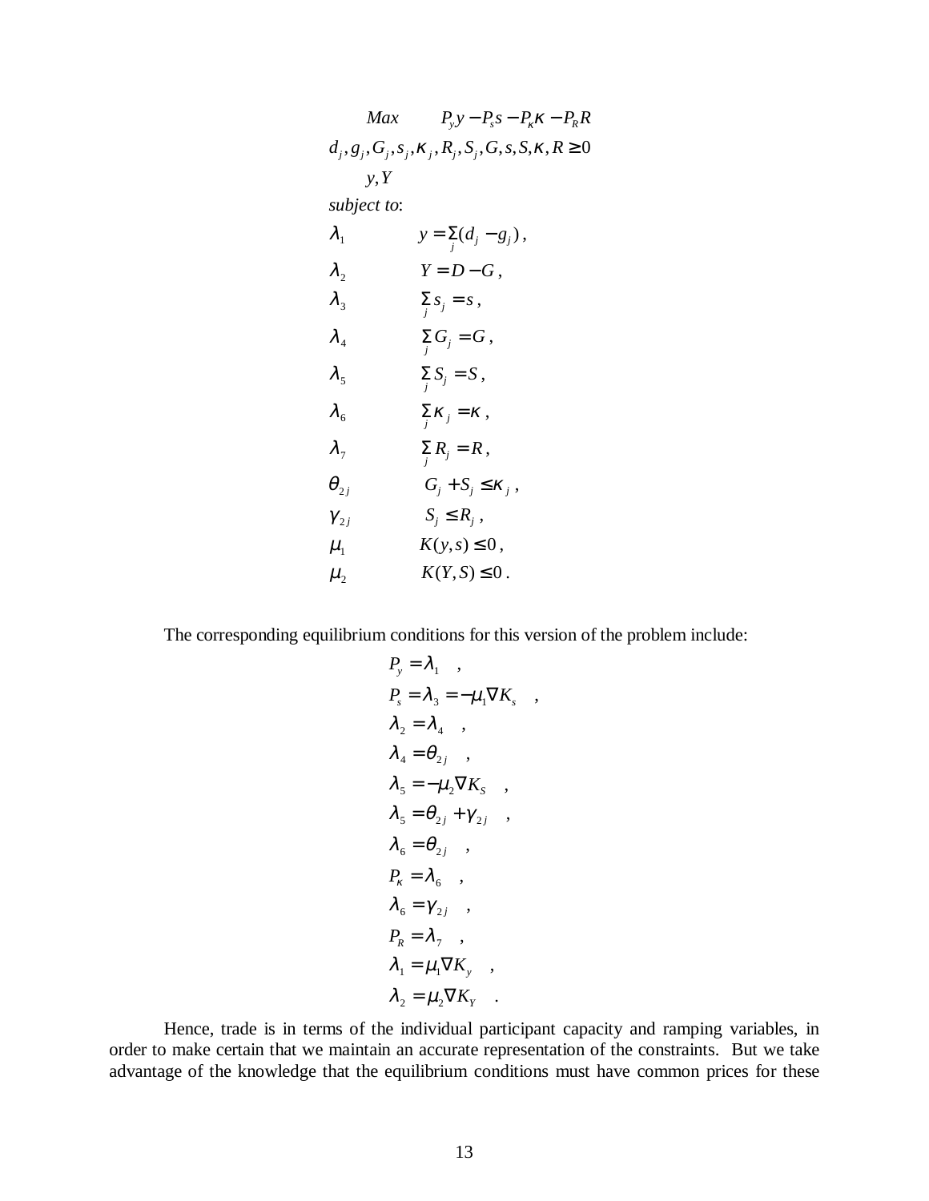$$
\begin{array}{ll}
\underset{\substack{d_j, g_j, G_j, s_j, \kappa_j, R_j, S_j, G, s, S, \kappa, R \geq 0 \\ y, Y}}{Max} & P_y y - P_s s - P_\kappa \kappa - P_R R \\
\textit{subject to}: & \\
\lambda_1 & y = \sum_j (d_j - g_j)\,, \\
\lambda_2 & Y = D - G\,, \\
\lambda_3 & \sum_j s_j = s\,, \\
\lambda_4 & \sum_j G_j = G\,, \\
\lambda_5 & \sum_j S_j = S\,, \\
\lambda_6 & \sum_j \kappa_j = \kappa\,, \\
\lambda_7 & \sum_j R_j = R\,, \\
\theta_{2j} & G_j + S_j \leq \kappa_j\,, \\
\gamma_{2j} & S_j \leq R_j\,, \\
\mu_1 & K(y,s) \leq 0\,, \\
\mu_2 & K(Y,S) \leq 0\,.
\end{array}
$$

The corresponding equilibrium conditions for this version of the problem include:

$$
\begin{array}{l}
P_y = \lambda_1 \quad , \\
P_s = \lambda_3 = -\mu_1 \nabla K_s \quad , \\
\lambda_2 = \lambda_4 \quad , \\
\lambda_4 = \theta_{2j} \quad , \\
\lambda_5 = -\mu_2 \nabla K_S \quad , \\
\lambda_5 = \theta_{2j} + \gamma_{2j} \quad , \\
\lambda_6 = \theta_{2j} \quad , \\
P_\kappa = \lambda_6 \quad , \\
\lambda_6 = \gamma_{2j} \quad , \\
P_R = \lambda_7 \quad , \\
\lambda_1 = \mu_1 \nabla K_y \quad , \\
\lambda_2 = \mu_2 \nabla K_Y \quad .
\end{array}
$$

Hence, trade is in terms of the individual participant capacity and ramping variables, in order to make certain that we maintain an accurate representation of the constraints. But we take advantage of the knowledge that the equilibrium conditions must have common prices for these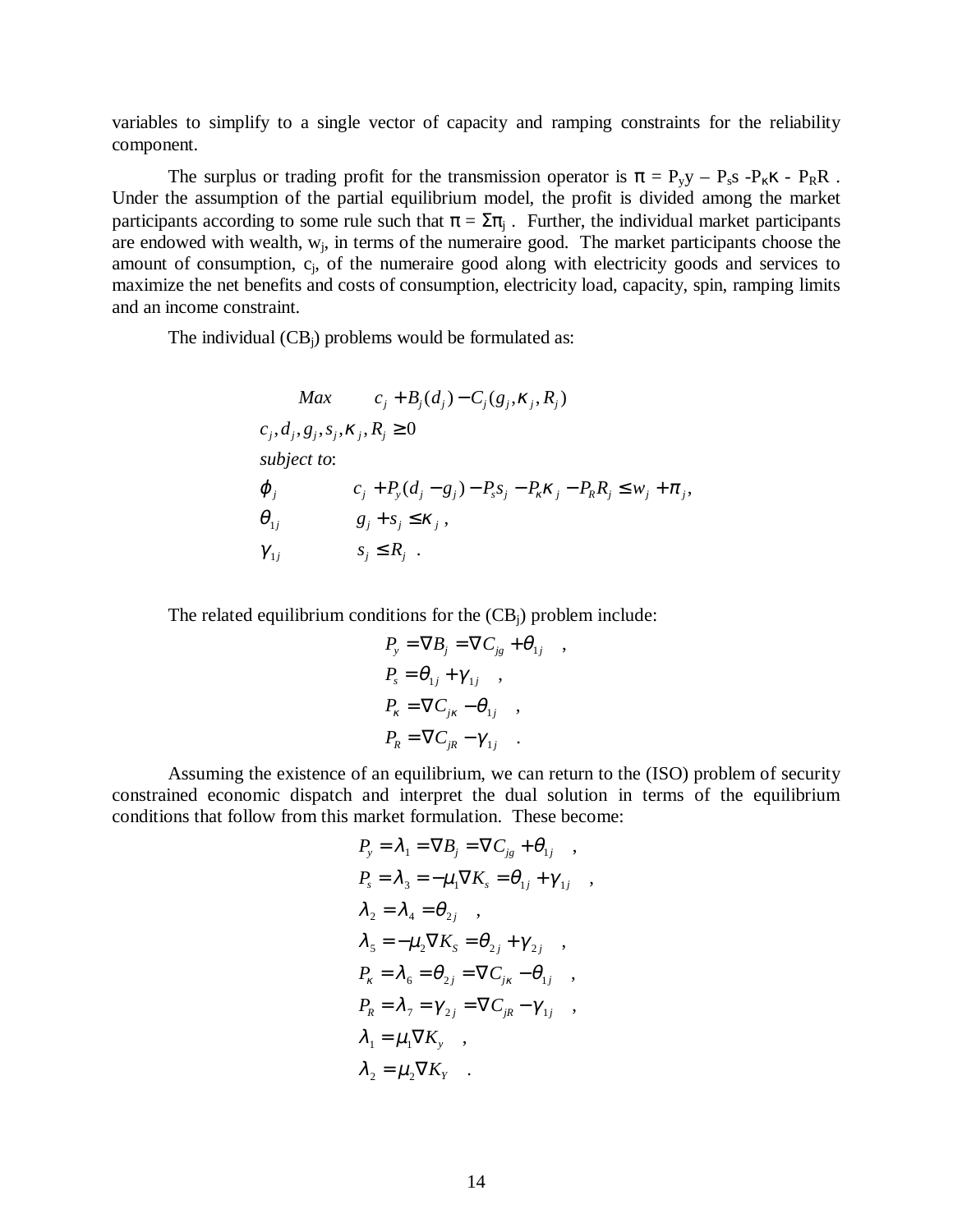variables to simplify to a single vector of capacity and ramping constraints for the reliability component.

The surplus or trading profit for the transmission operator is $\pi = P_y y - P_s s - P_\kappa \kappa - P_R R$. Under the assumption of the partial equilibrium model, the profit is divided among the market participants according to some rule such that $\pi = \Sigma\pi_j$. Further, the individual market participants are endowed with wealth, $w_j$, in terms of the numeraire good. The market participants choose the amount of consumption, $c_j$, of the numeraire good along with electricity goods and services to maximize the net benefits and costs of consumption, electricity load, capacity, spin, ramping limits and an income constraint.

The individual ($CB_j$) problems would be formulated as:

$$
\begin{array}{ll}
\quad Max & c_j + B_j(d_j) - C_j(g_j, \kappa_j, R_j) \\
c_j, d_j, g_j, s_j, \kappa_j, R_j \geq 0 & \\
subject\ to: & \\
\varphi_j & c_j + P_y(d_j - g_j) - P_s s_j - P_\kappa \kappa_j - P_R R_j \leq w_j + \pi_j, \\
\theta_{1j} & g_j + s_j \leq \kappa_j\ , \\
\gamma_{1j} & s_j \leq R_j\ .
\end{array}
$$

The related equilibrium conditions for the ($CB_j$) problem include:

$$
\begin{aligned}
P_y &= \nabla B_j = \nabla C_{jg} + \theta_{1j} \quad , \\
P_s &= \theta_{1j} + \gamma_{1j} \quad , \\
P_\kappa &= \nabla C_{j\kappa} - \theta_{1j} \quad , \\
P_R &= \nabla C_{jR} - \gamma_{1j} \quad .
\end{aligned}
$$

Assuming the existence of an equilibrium, we can return to the (ISO) problem of security constrained economic dispatch and interpret the dual solution in terms of the equilibrium conditions that follow from this market formulation. These become:

$$
\begin{aligned}
P_y &= \lambda_1 = \nabla B_j = \nabla C_{jg} + \theta_{1j} \quad , \\
P_s &= \lambda_3 = -\mu_1 \nabla K_s = \theta_{1j} + \gamma_{1j} \quad , \\
\lambda_2 &= \lambda_4 = \theta_{2j} \quad , \\
\lambda_5 &= -\mu_2 \nabla K_S = \theta_{2j} + \gamma_{2j} \quad , \\
P_\kappa &= \lambda_6 = \theta_{2j} = \nabla C_{j\kappa} - \theta_{1j} \quad , \\
P_R &= \lambda_7 = \gamma_{2j} = \nabla C_{jR} - \gamma_{1j} \quad , \\
\lambda_1 &= \mu_1 \nabla K_y \quad , \\
\lambda_2 &= \mu_2 \nabla K_Y \quad .
\end{aligned}
$$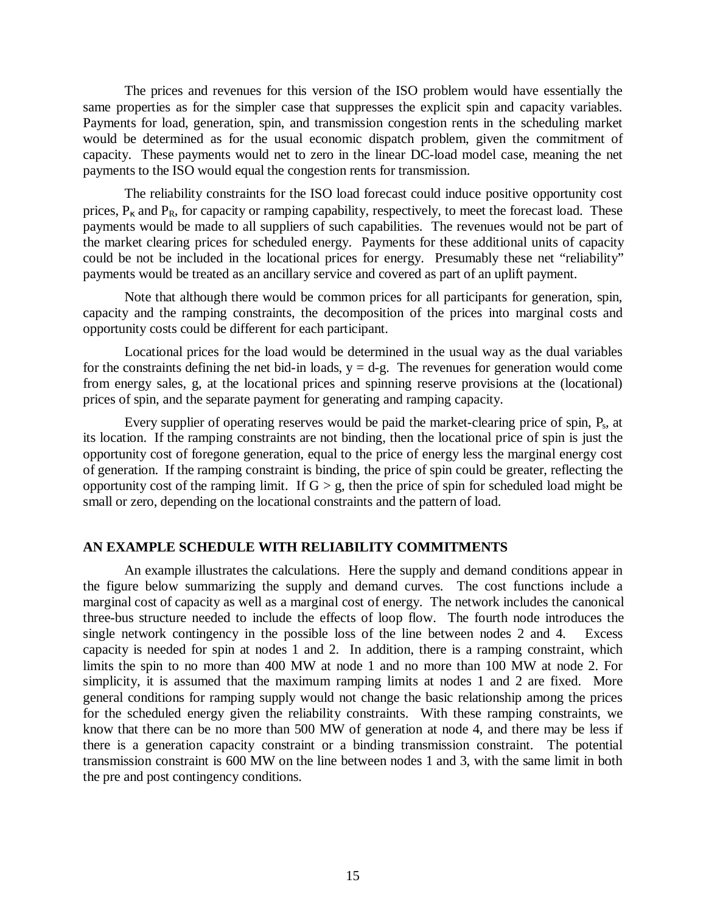The prices and revenues for this version of the ISO problem would have essentially the same properties as for the simpler case that suppresses the explicit spin and capacity variables. Payments for load, generation, spin, and transmission congestion rents in the scheduling market would be determined as for the usual economic dispatch problem, given the commitment of capacity. These payments would net to zero in the linear DC-load model case, meaning the net payments to the ISO would equal the congestion rents for transmission.

The reliability constraints for the ISO load forecast could induce positive opportunity cost prices, $P_K$ and $P_R$, for capacity or ramping capability, respectively, to meet the forecast load. These payments would be made to all suppliers of such capabilities. The revenues would not be part of the market clearing prices for scheduled energy. Payments for these additional units of capacity could be not be included in the locational prices for energy. Presumably these net "reliability" payments would be treated as an ancillary service and covered as part of an uplift payment.

Note that although there would be common prices for all participants for generation, spin, capacity and the ramping constraints, the decomposition of the prices into marginal costs and opportunity costs could be different for each participant.

Locational prices for the load would be determined in the usual way as the dual variables for the constraints defining the net bid-in loads, $y = d\text{-}g$. The revenues for generation would come from energy sales, g, at the locational prices and spinning reserve provisions at the (locational) prices of spin, and the separate payment for generating and ramping capacity.

Every supplier of operating reserves would be paid the market-clearing price of spin, $P_s$, at its location. If the ramping constraints are not binding, then the locational price of spin is just the opportunity cost of foregone generation, equal to the price of energy less the marginal energy cost of generation. If the ramping constraint is binding, the price of spin could be greater, reflecting the opportunity cost of the ramping limit. If $G > g$, then the price of spin for scheduled load might be small or zero, depending on the locational constraints and the pattern of load.

## AN EXAMPLE SCHEDULE WITH RELIABILITY COMMITMENTS

An example illustrates the calculations. Here the supply and demand conditions appear in the figure below summarizing the supply and demand curves. The cost functions include a marginal cost of capacity as well as a marginal cost of energy. The network includes the canonical three-bus structure needed to include the effects of loop flow. The fourth node introduces the single network contingency in the possible loss of the line between nodes 2 and 4. Excess capacity is needed for spin at nodes 1 and 2. In addition, there is a ramping constraint, which limits the spin to no more than 400 MW at node 1 and no more than 100 MW at node 2. For simplicity, it is assumed that the maximum ramping limits at nodes 1 and 2 are fixed. More general conditions for ramping supply would not change the basic relationship among the prices for the scheduled energy given the reliability constraints. With these ramping constraints, we know that there can be no more than 500 MW of generation at node 4, and there may be less if there is a generation capacity constraint or a binding transmission constraint. The potential transmission constraint is 600 MW on the line between nodes 1 and 3, with the same limit in both the pre and post contingency conditions.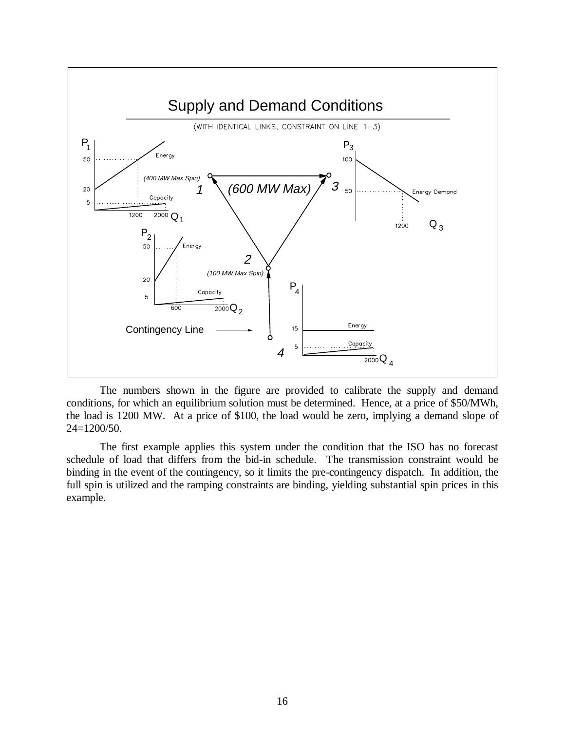The numbers shown in the figure are provided to calibrate the supply and demand conditions, for which an equilibrium solution must be determined. Hence, at a price of \$50/MWh, the load is 1200 MW. At a price of \$100, the load would be zero, implying a demand slope of 24=1200/50.

The first example applies this system under the condition that the ISO has no forecast schedule of load that differs from the bid-in schedule. The transmission constraint would be binding in the event of the contingency, so it limits the pre-contingency dispatch. In addition, the full spin is utilized and the ramping constraints are binding, yielding substantial spin prices in this example.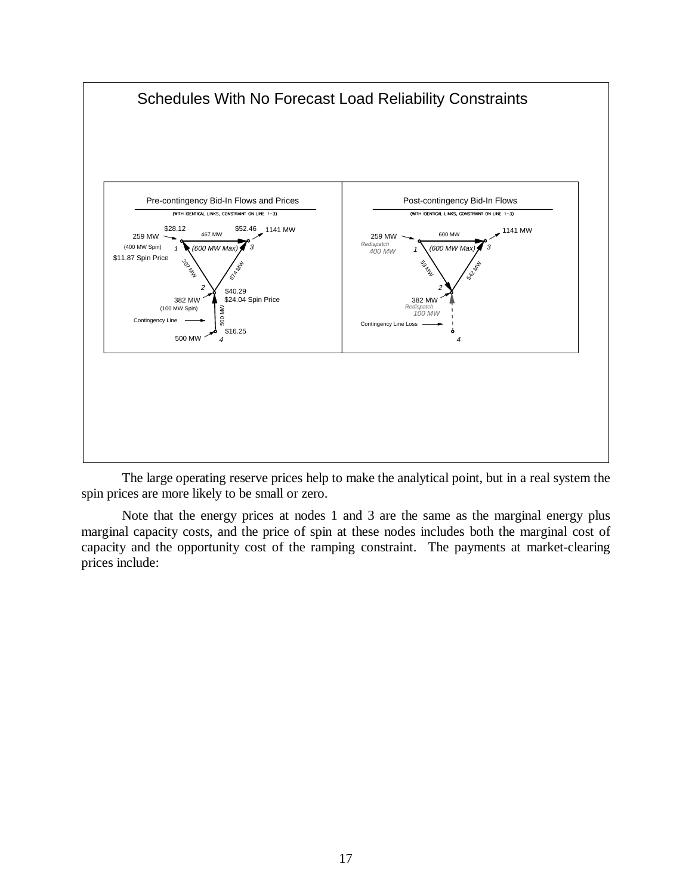## Schedules With No Forecast Load Reliability Constraints

**Pre-contingency Bid-In Flows and Prices**
(WITH IDENTICAL LINKS, CONSTRAINT ON LINE 1–3)

- Node 1: 259 MW, $28.12, (400 MW Spin), $11.87 Spin Price
- Node 3: $52.46, 1141 MW
- Line 1–3: 467 MW (600 MW Max)
- Line 2–1: 207 MW
- Line 2–3: 674 MW
- Node 2: 382 MW (100 MW Spin), $40.29, $24.04 Spin Price
- Line 4–2: 500 MW (Contingency Line)
- Node 4: 500 MW, $16.25

**Post-contingency Bid-In Flows**
(WITH IDENTICAL LINKS, CONSTRAINT ON LINE 1–3)

- Node 1: 259 MW, Redispatch 400 MW
- Node 3: 1141 MW
- Line 1–3: 600 MW (600 MW Max)
- Line 1–2: 59 MW
- Line 2–3: 542 MW
- Node 2: 382 MW, Redispatch 100 MW
- Contingency Line Loss
- Node 4

The large operating reserve prices help to make the analytical point, but in a real system the spin prices are more likely to be small or zero.

Note that the energy prices at nodes 1 and 3 are the same as the marginal energy plus marginal capacity costs, and the price of spin at these nodes includes both the marginal cost of capacity and the opportunity cost of the ramping constraint. The payments at market-clearing prices include: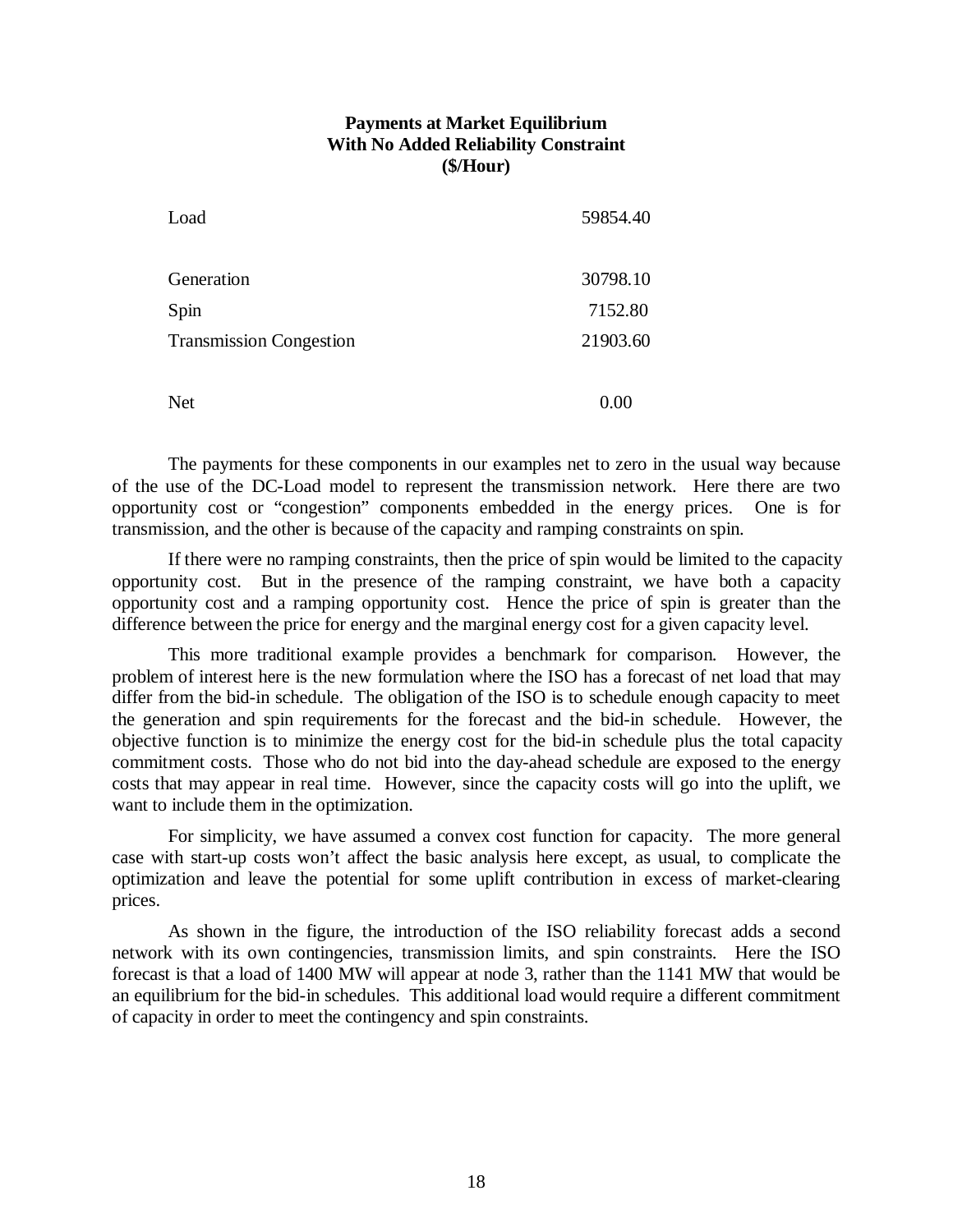**Payments at Market Equilibrium**
**With No Added Reliability Constraint**
**($/Hour)**

| | |
|---|---|
| Load | 59854.40 |
| | |
| Generation | 30798.10 |
| Spin | 7152.80 |
| Transmission Congestion | 21903.60 |
| | |
| Net | 0.00 |

The payments for these components in our examples net to zero in the usual way because of the use of the DC-Load model to represent the transmission network. Here there are two opportunity cost or "congestion" components embedded in the energy prices. One is for transmission, and the other is because of the capacity and ramping constraints on spin.

If there were no ramping constraints, then the price of spin would be limited to the capacity opportunity cost. But in the presence of the ramping constraint, we have both a capacity opportunity cost and a ramping opportunity cost. Hence the price of spin is greater than the difference between the price for energy and the marginal energy cost for a given capacity level.

This more traditional example provides a benchmark for comparison. However, the problem of interest here is the new formulation where the ISO has a forecast of net load that may differ from the bid-in schedule. The obligation of the ISO is to schedule enough capacity to meet the generation and spin requirements for the forecast and the bid-in schedule. However, the objective function is to minimize the energy cost for the bid-in schedule plus the total capacity commitment costs. Those who do not bid into the day-ahead schedule are exposed to the energy costs that may appear in real time. However, since the capacity costs will go into the uplift, we want to include them in the optimization.

For simplicity, we have assumed a convex cost function for capacity. The more general case with start-up costs won't affect the basic analysis here except, as usual, to complicate the optimization and leave the potential for some uplift contribution in excess of market-clearing prices.

As shown in the figure, the introduction of the ISO reliability forecast adds a second network with its own contingencies, transmission limits, and spin constraints. Here the ISO forecast is that a load of 1400 MW will appear at node 3, rather than the 1141 MW that would be an equilibrium for the bid-in schedules. This additional load would require a different commitment of capacity in order to meet the contingency and spin constraints.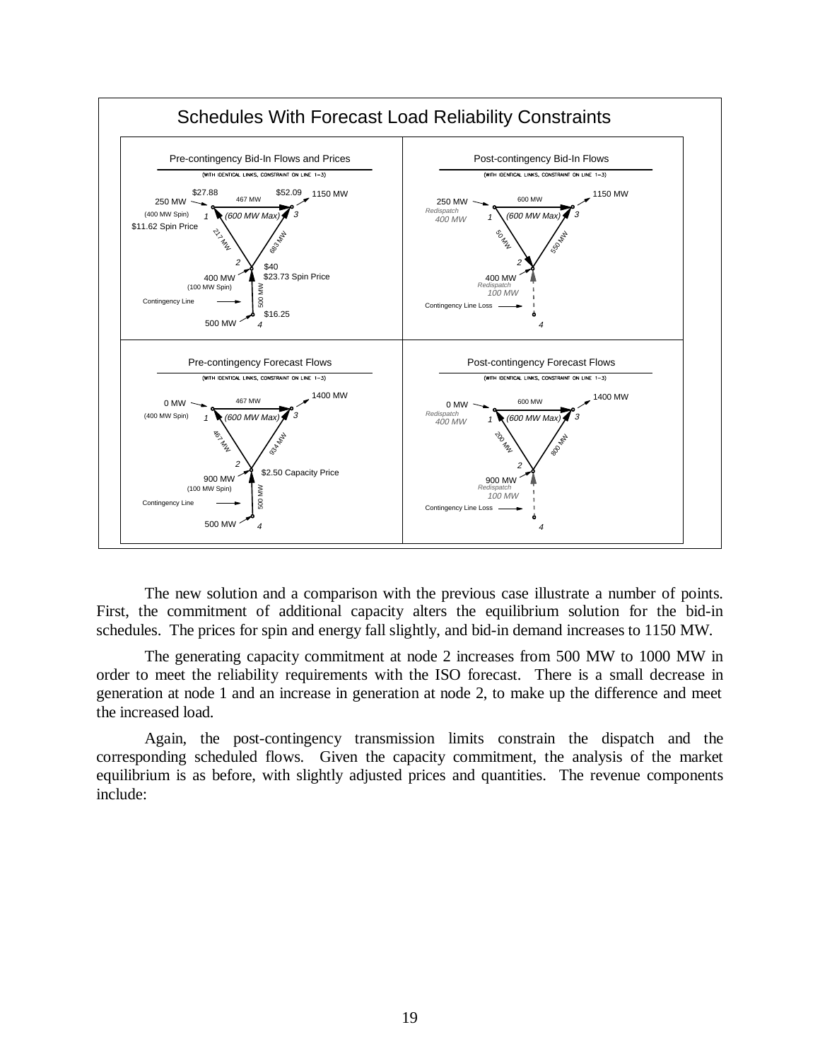## Schedules With Forecast Load Reliability Constraints

**Pre-contingency Bid-In Flows and Prices** (WITH IDENTICAL LINKS, CONSTRAINT ON LINE 1–3)

- Node 1: 250 MW (400 MW Spin), $27.88, $11.62 Spin Price
- Node 3: $52.09, 1150 MW
- Line 1–3: 467 MW (600 MW Max)
- Line 1–2: 217 MW
- Line 2–3: 683 MW
- Node 2: 400 MW (100 MW Spin), $40, $23.73 Spin Price
- Contingency Line (4–2): 500 MW
- Node 4: 500 MW, $16.25

**Post-contingency Bid-In Flows** (WITH IDENTICAL LINKS, CONSTRAINT ON LINE 1–3)

- Node 1: 250 MW, Redispatch 400 MW
- Node 3: 1150 MW
- Line 1–3: 600 MW (600 MW Max)
- Line 1–2: 50 MW
- Line 2–3: 550 MW
- Node 2: 400 MW, Redispatch 100 MW
- Contingency Line Loss
- Node 4

**Pre-contingency Forecast Flows** (WITH IDENTICAL LINKS, CONSTRAINT ON LINE 1–3)

- Node 1: 0 MW (400 MW Spin)
- Node 3: 1400 MW
- Line 1–3: 467 MW (600 MW Max)
- Line 1–2: 467 MW
- Line 2–3: 934 MW
- Node 2: 900 MW (100 MW Spin), $2.50 Capacity Price
- Contingency Line (4–2): 500 MW
- Node 4: 500 MW

**Post-contingency Forecast Flows** (WITH IDENTICAL LINKS, CONSTRAINT ON LINE 1–3)

- Node 1: 0 MW, Redispatch 400 MW
- Node 3: 1400 MW
- Line 1–3: 600 MW (600 MW Max)
- Line 1–2: 200 MW
- Line 2–3: 800 MW
- Node 2: 900 MW, Redispatch 100 MW
- Contingency Line Loss
- Node 4

The new solution and a comparison with the previous case illustrate a number of points. First, the commitment of additional capacity alters the equilibrium solution for the bid-in schedules. The prices for spin and energy fall slightly, and bid-in demand increases to 1150 MW.

The generating capacity commitment at node 2 increases from 500 MW to 1000 MW in order to meet the reliability requirements with the ISO forecast. There is a small decrease in generation at node 1 and an increase in generation at node 2, to make up the difference and meet the increased load.

Again, the post-contingency transmission limits constrain the dispatch and the corresponding scheduled flows. Given the capacity commitment, the analysis of the market equilibrium is as before, with slightly adjusted prices and quantities. The revenue components include: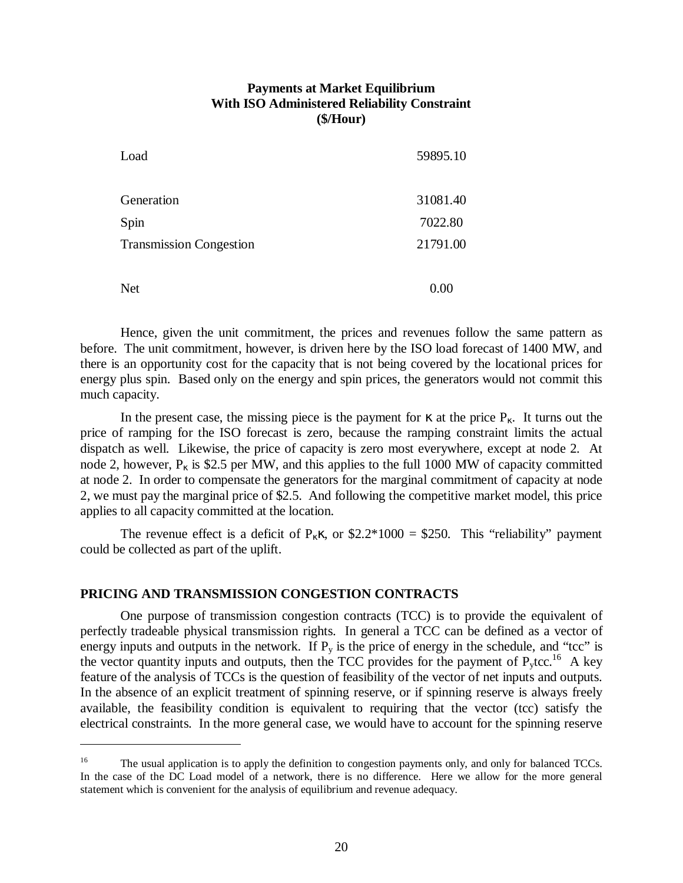**Payments at Market Equilibrium**
**With ISO Administered Reliability Constraint**
**($/Hour)**

| | |
|---|---|
| Load | 59895.10 |
| | |
| Generation | 31081.40 |
| Spin | 7022.80 |
| Transmission Congestion | 21791.00 |
| | |
| Net | 0.00 |

Hence, given the unit commitment, the prices and revenues follow the same pattern as before. The unit commitment, however, is driven here by the ISO load forecast of 1400 MW, and there is an opportunity cost for the capacity that is not being covered by the locational prices for energy plus spin. Based only on the energy and spin prices, the generators would not commit this much capacity.

In the present case, the missing piece is the payment for $\kappa$ at the price $P_\kappa$. It turns out the price of ramping for the ISO forecast is zero, because the ramping constraint limits the actual dispatch as well. Likewise, the price of capacity is zero most everywhere, except at node 2. At node 2, however, $P_\kappa$ is $2.5 per MW, and this applies to the full 1000 MW of capacity committed at node 2. In order to compensate the generators for the marginal commitment of capacity at node 2, we must pay the marginal price of $2.5. And following the competitive market model, this price applies to all capacity committed at the location.

The revenue effect is a deficit of $P_\kappa \kappa$, or $2.2*1000 = $250. This "reliability" payment could be collected as part of the uplift.

## PRICING AND TRANSMISSION CONGESTION CONTRACTS

One purpose of transmission congestion contracts (TCC) is to provide the equivalent of perfectly tradeable physical transmission rights. In general a TCC can be defined as a vector of energy inputs and outputs in the network. If $P_y$ is the price of energy in the schedule, and "tcc" is the vector quantity inputs and outputs, then the TCC provides for the payment of $P_y$tcc.[16] A key feature of the analysis of TCCs is the question of feasibility of the vector of net inputs and outputs. In the absence of an explicit treatment of spinning reserve, or if spinning reserve is always freely available, the feasibility condition is equivalent to requiring that the vector (tcc) satisfy the electrical constraints. In the more general case, we would have to account for the spinning reserve

[16] The usual application is to apply the definition to congestion payments only, and only for balanced TCCs. In the case of the DC Load model of a network, there is no difference. Here we allow for the more general statement which is convenient for the analysis of equilibrium and revenue adequacy.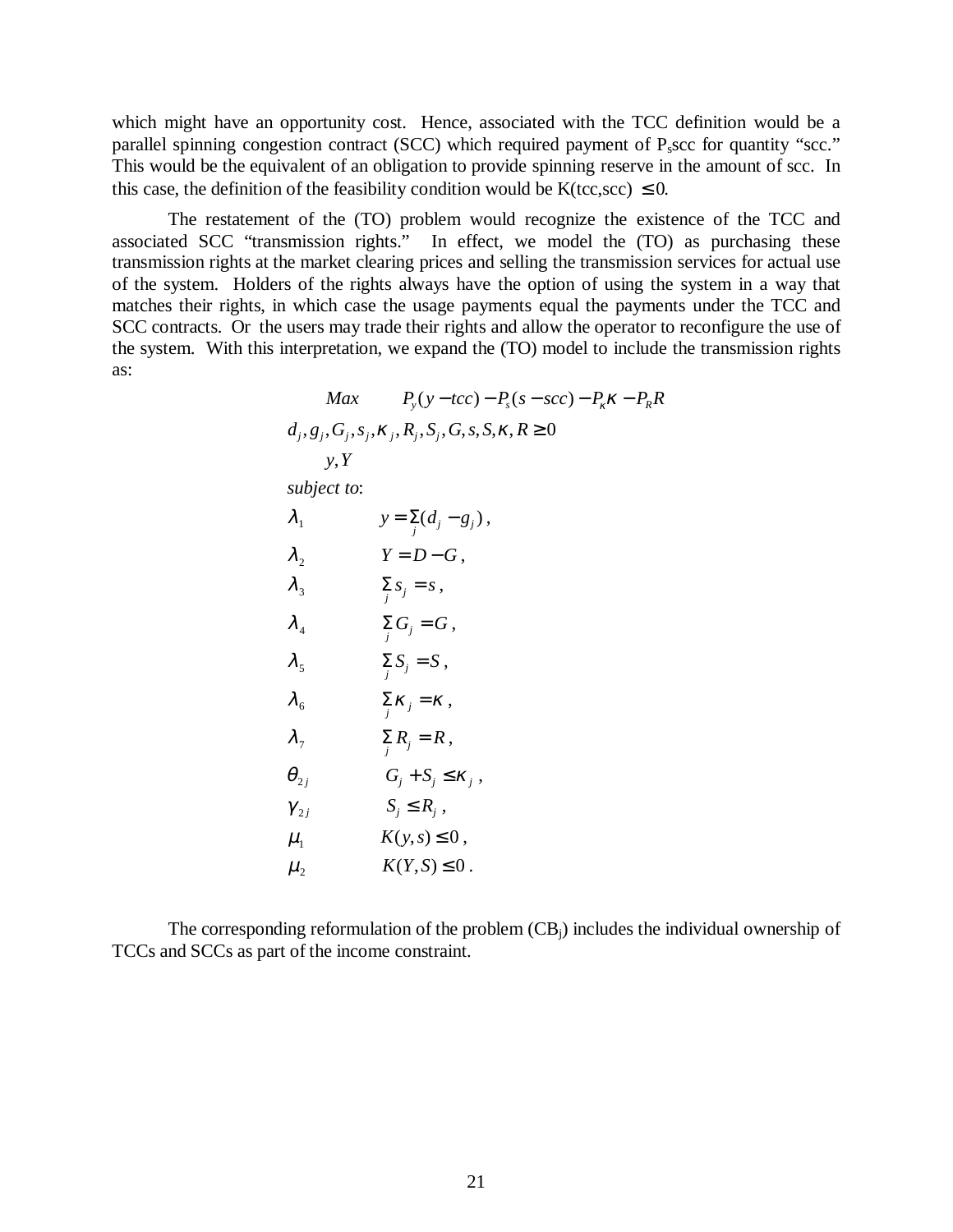which might have an opportunity cost. Hence, associated with the TCC definition would be a parallel spinning congestion contract (SCC) which required payment of $P_s scc$ for quantity "scc." This would be the equivalent of an obligation to provide spinning reserve in the amount of scc. In this case, the definition of the feasibility condition would be $K(tcc,scc) \leq 0$.

The restatement of the (TO) problem would recognize the existence of the TCC and associated SCC "transmission rights." In effect, we model the (TO) as purchasing these transmission rights at the market clearing prices and selling the transmission services for actual use of the system. Holders of the rights always have the option of using the system in a way that matches their rights, in which case the usage payments equal the payments under the TCC and SCC contracts. Or the users may trade their rights and allow the operator to reconfigure the use of the system. With this interpretation, we expand the (TO) model to include the transmission rights as:

$$
\begin{array}{ll}
\underset{\substack{d_j, g_j, G_j, s_j, \kappa_j, R_j, S_j, G, s, S, \kappa, R \geq 0 \\ y, Y}}{Max} & P_y(y - tcc) - P_s(s - scc) - P_\kappa \kappa - P_R R \\
\textit{subject to}: & \\
\lambda_1 & y = \sum_j (d_j - g_j), \\
\lambda_2 & Y = D - G, \\
\lambda_3 & \sum_j s_j = s, \\
\lambda_4 & \sum_j G_j = G, \\
\lambda_5 & \sum_j S_j = S, \\
\lambda_6 & \sum_j \kappa_j = \kappa, \\
\lambda_7 & \sum_j R_j = R, \\
\theta_{2j} & G_j + S_j \leq \kappa_j, \\
\gamma_{2j} & S_j \leq R_j, \\
\mu_1 & K(y,s) \leq 0, \\
\mu_2 & K(Y,S) \leq 0.
\end{array}
$$

The corresponding reformulation of the problem ($CB_j$) includes the individual ownership of TCCs and SCCs as part of the income constraint.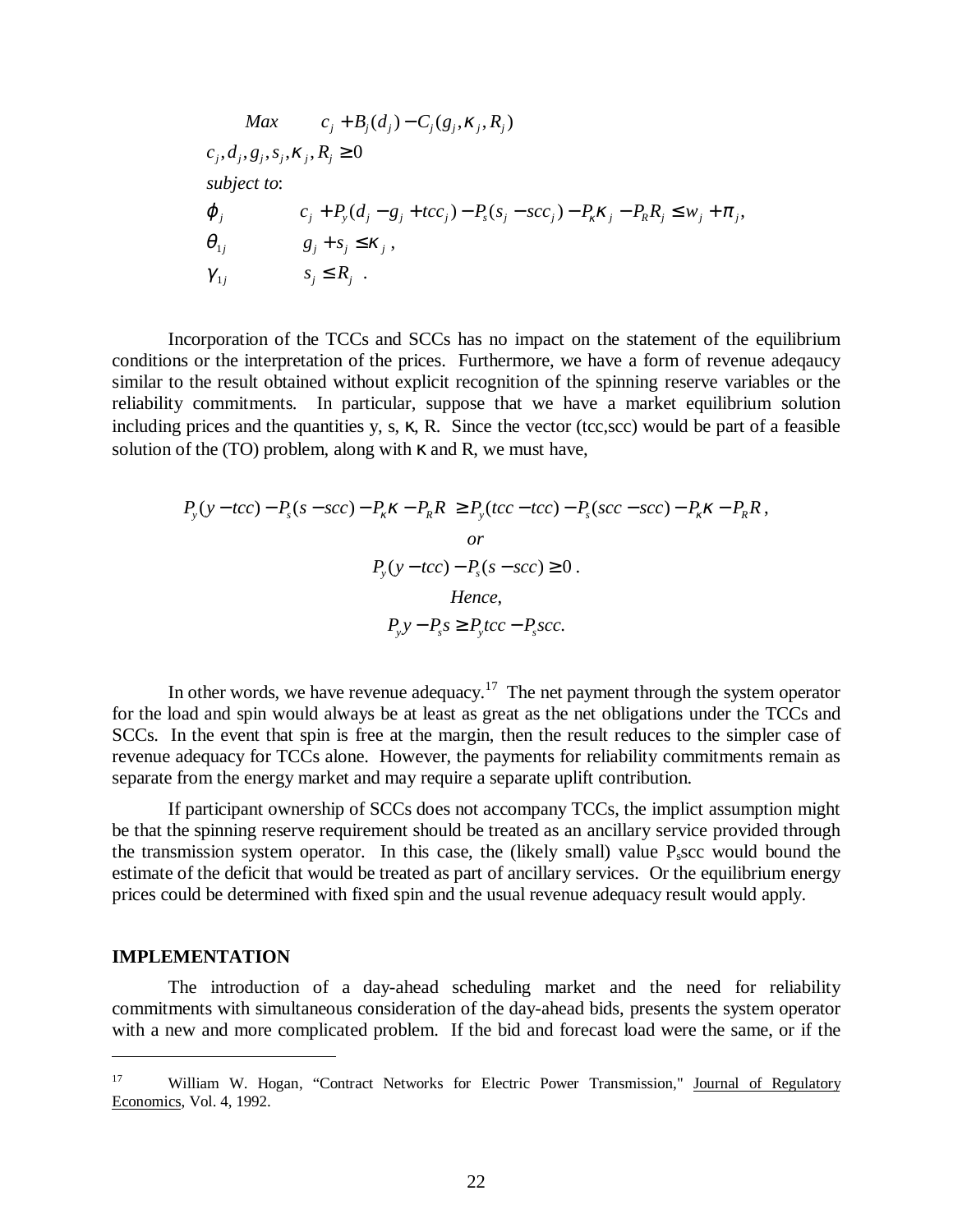$$
\begin{array}{ll}
\quad Max & c_j + B_j(d_j) - C_j(g_j, \kappa_j, R_j) \\
c_j, d_j, g_j, s_j, \kappa_j, R_j \geq 0 & \\
subject\ to: & \\
\varphi_j & c_j + P_y(d_j - g_j + tcc_j) - P_s(s_j - scc_j) - P_\kappa \kappa_j - P_R R_j \leq w_j + \pi_j, \\
\theta_{1j} & g_j + s_j \leq \kappa_j\,, \\
\gamma_{1j} & s_j \leq R_j\ .
\end{array}
$$

Incorporation of the TCCs and SCCs has no impact on the statement of the equilibrium conditions or the interpretation of the prices. Furthermore, we have a form of revenue adeqaucy similar to the result obtained without explicit recognition of the spinning reserve variables or the reliability commitments. In particular, suppose that we have a market equilibrium solution including prices and the quantities y, s, κ, R. Since the vector (tcc,scc) would be part of a feasible solution of the (TO) problem, along with κ and R, we must have,

$$
P_y(y - tcc) - P_s(s - scc) - P_\kappa \kappa - P_R R \;\geq P_y(tcc - tcc) - P_s(scc - scc) - P_\kappa \kappa - P_R R\,,
$$

$$
or
$$

$$
P_y(y - tcc) - P_s(s - scc) \geq 0\,.
$$

$$
Hence,
$$

$$
P_y y - P_s s \geq P_y tcc - P_s scc.
$$

In other words, we have revenue adequacy.[17] The net payment through the system operator for the load and spin would always be at least as great as the net obligations under the TCCs and SCCs. In the event that spin is free at the margin, then the result reduces to the simpler case of revenue adequacy for TCCs alone. However, the payments for reliability commitments remain as separate from the energy market and may require a separate uplift contribution.

If participant ownership of SCCs does not accompany TCCs, the implict assumption might be that the spinning reserve requirement should be treated as an ancillary service provided through the transmission system operator. In this case, the (likely small) value $P_s$scc would bound the estimate of the deficit that would be treated as part of ancillary services. Or the equilibrium energy prices could be determined with fixed spin and the usual revenue adequacy result would apply.

**IMPLEMENTATION**

The introduction of a day-ahead scheduling market and the need for reliability commitments with simultaneous consideration of the day-ahead bids, presents the system operator with a new and more complicated problem. If the bid and forecast load were the same, or if the

---

[17] William W. Hogan, "Contract Networks for Electric Power Transmission," Journal of Regulatory Economics, Vol. 4, 1992.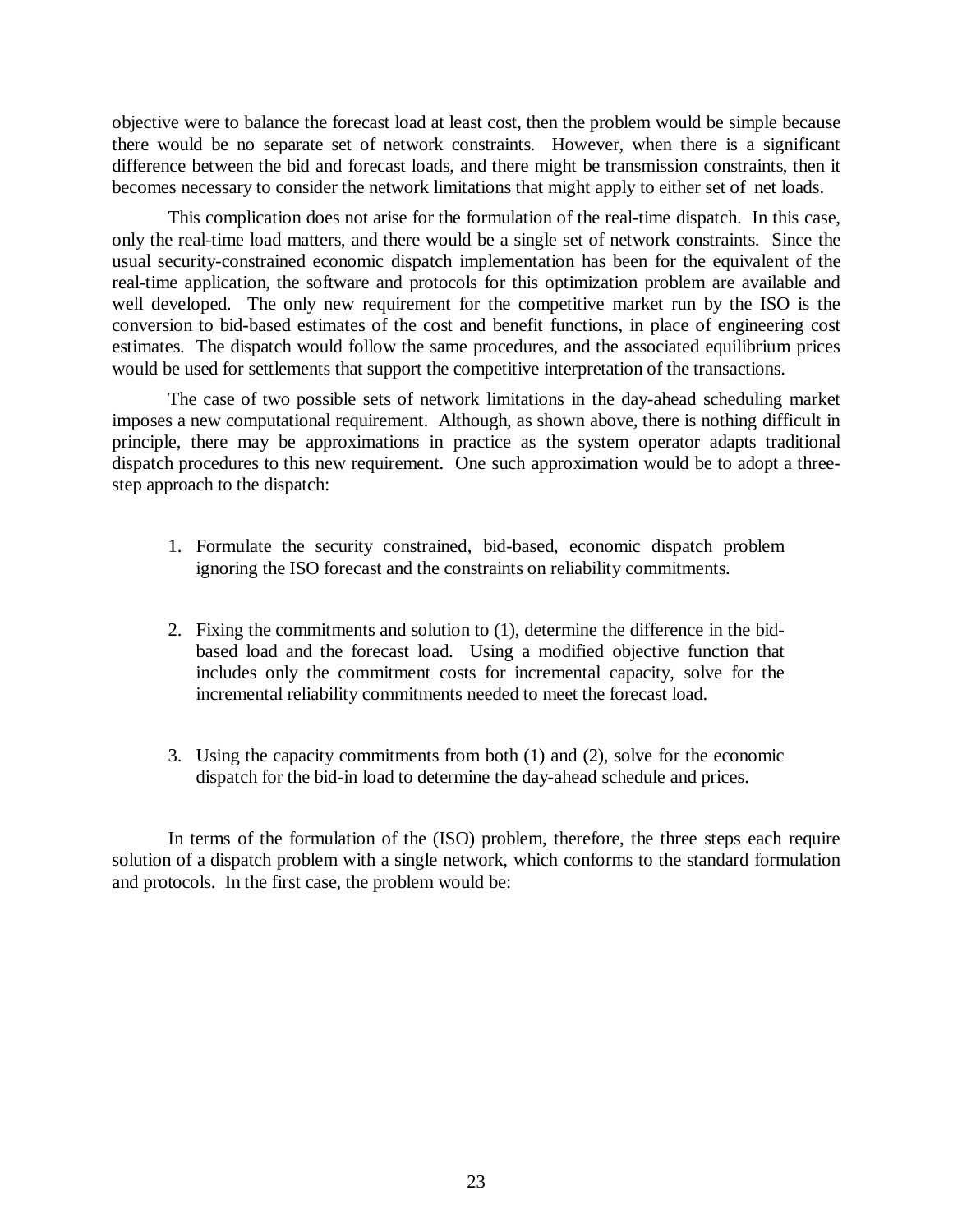objective were to balance the forecast load at least cost, then the problem would be simple because there would be no separate set of network constraints. However, when there is a significant difference between the bid and forecast loads, and there might be transmission constraints, then it becomes necessary to consider the network limitations that might apply to either set of net loads.

This complication does not arise for the formulation of the real-time dispatch. In this case, only the real-time load matters, and there would be a single set of network constraints. Since the usual security-constrained economic dispatch implementation has been for the equivalent of the real-time application, the software and protocols for this optimization problem are available and well developed. The only new requirement for the competitive market run by the ISO is the conversion to bid-based estimates of the cost and benefit functions, in place of engineering cost estimates. The dispatch would follow the same procedures, and the associated equilibrium prices would be used for settlements that support the competitive interpretation of the transactions.

The case of two possible sets of network limitations in the day-ahead scheduling market imposes a new computational requirement. Although, as shown above, there is nothing difficult in principle, there may be approximations in practice as the system operator adapts traditional dispatch procedures to this new requirement. One such approximation would be to adopt a three-step approach to the dispatch:

1. Formulate the security constrained, bid-based, economic dispatch problem ignoring the ISO forecast and the constraints on reliability commitments.

2. Fixing the commitments and solution to (1), determine the difference in the bid-based load and the forecast load. Using a modified objective function that includes only the commitment costs for incremental capacity, solve for the incremental reliability commitments needed to meet the forecast load.

3. Using the capacity commitments from both (1) and (2), solve for the economic dispatch for the bid-in load to determine the day-ahead schedule and prices.

In terms of the formulation of the (ISO) problem, therefore, the three steps each require solution of a dispatch problem with a single network, which conforms to the standard formulation and protocols. In the first case, the problem would be: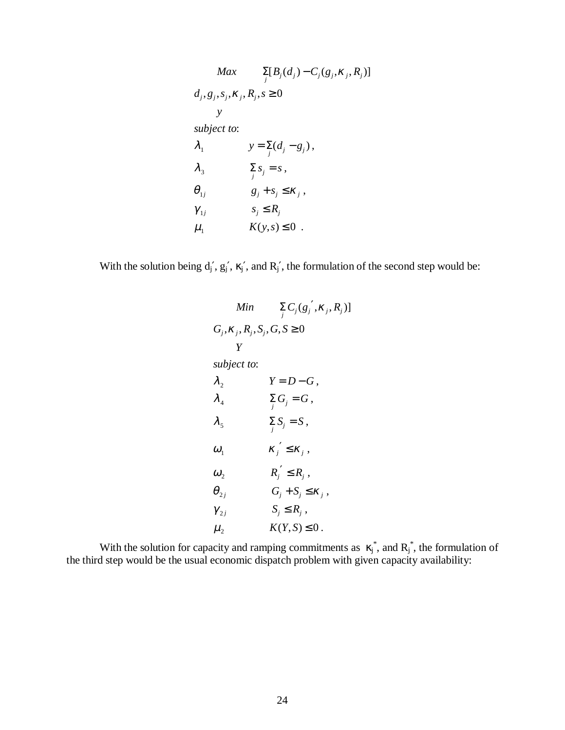$$
\begin{array}{ll}
\underset{\substack{d_j, g_j, s_j, \kappa_j, R_j, s \geq 0 \\ y}}{Max} & \sum_j [B_j(d_j) - C_j(g_j, \kappa_j, R_j)] \\
\text{subject to:} & \\
\lambda_1 & y = \sum_j (d_j - g_j), \\
\lambda_3 & \sum_j s_j = s, \\
\theta_{1j} & g_j + s_j \leq \kappa_j, \\
\gamma_{1j} & s_j \leq R_j \\
\mu_1 & K(y,s) \leq 0 \ .
\end{array}
$$

With the solution being $d_j'$, $g_j'$, $\kappa_j'$, and $R_j'$, the formulation of the second step would be:

$$
\begin{array}{ll}
\underset{\substack{G_j, \kappa_j, R_j, S_j, G, S \geq 0 \\ Y}}{Min} & \sum_j C_j(g_j', \kappa_j, R_j)] \\
\text{subject to:} & \\
\lambda_2 & Y = D - G, \\
\lambda_4 & \sum_j G_j = G, \\
\lambda_5 & \sum_j S_j = S, \\
\omega_1 & \kappa_j' \leq \kappa_j, \\
\omega_2 & R_j' \leq R_j, \\
\theta_{2j} & G_j + S_j \leq \kappa_j, \\
\gamma_{2j} & S_j \leq R_j, \\
\mu_2 & K(Y,S) \leq 0 .
\end{array}
$$

With the solution for capacity and ramping commitments as $\kappa_j^*$, and $R_j^*$, the formulation of the third step would be the usual economic dispatch problem with given capacity availability: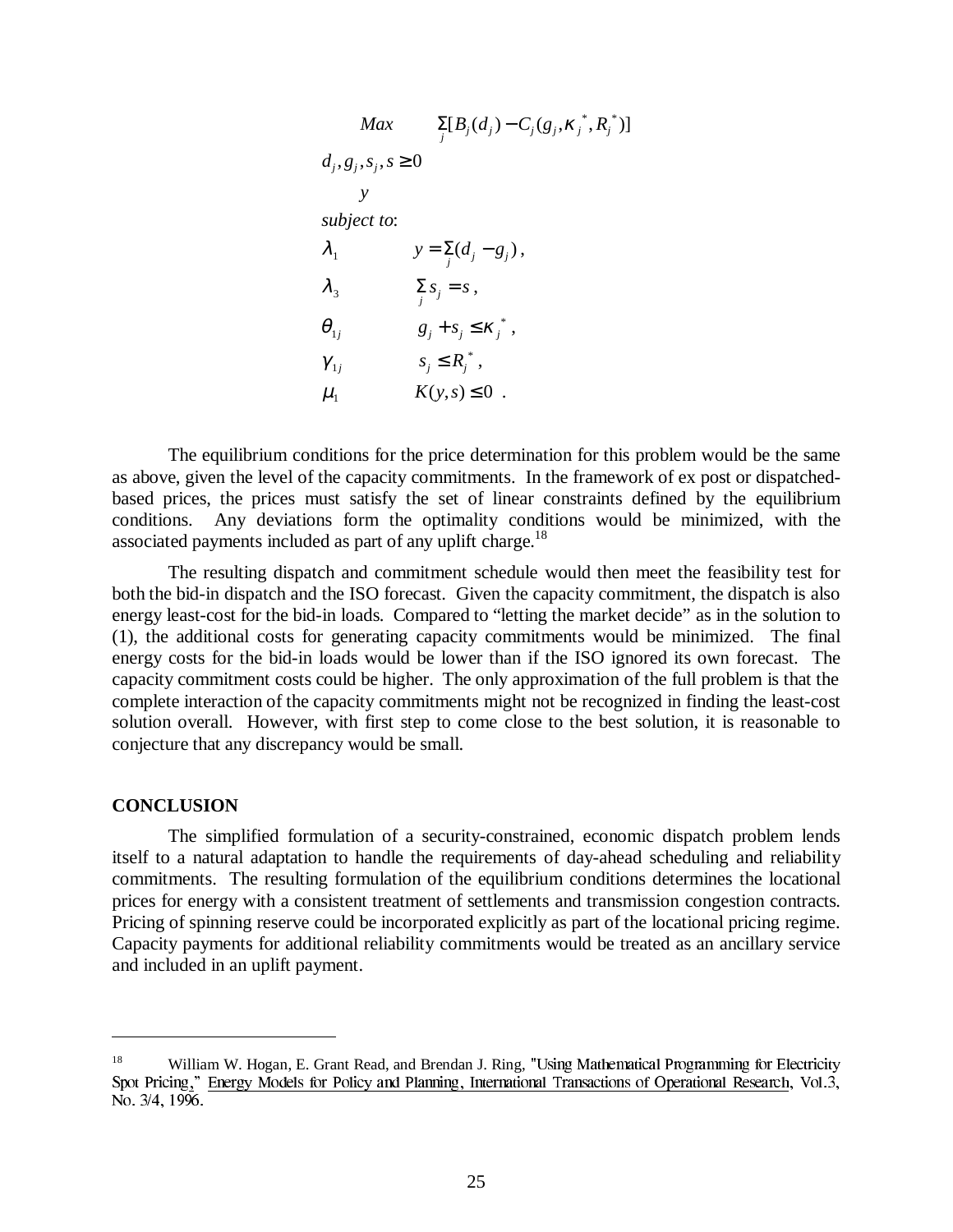$$
\begin{aligned}
& \underset{\substack{d_j, g_j, s_j, s \geq 0 \\ y}}{Max} \quad \sum_j [B_j(d_j) - C_j(g_j, \kappa_j^*, R_j^*)] \\
& \textit{subject to}: \\
& \lambda_1 \qquad y = \sum_j (d_j - g_j), \\
& \lambda_3 \qquad \sum_j s_j = s, \\
& \theta_{1j} \qquad g_j + s_j \leq \kappa_j^*, \\
& \gamma_{1j} \qquad s_j \leq R_j^*, \\
& \mu_1 \qquad K(y, s) \leq 0 \ .
\end{aligned}
$$

The equilibrium conditions for the price determination for this problem would be the same as above, given the level of the capacity commitments. In the framework of ex post or dispatched-based prices, the prices must satisfy the set of linear constraints defined by the equilibrium conditions. Any deviations form the optimality conditions would be minimized, with the associated payments included as part of any uplift charge.[18]

The resulting dispatch and commitment schedule would then meet the feasibility test for both the bid-in dispatch and the ISO forecast. Given the capacity commitment, the dispatch is also energy least-cost for the bid-in loads. Compared to "letting the market decide" as in the solution to (1), the additional costs for generating capacity commitments would be minimized. The final energy costs for the bid-in loads would be lower than if the ISO ignored its own forecast. The capacity commitment costs could be higher. The only approximation of the full problem is that the complete interaction of the capacity commitments might not be recognized in finding the least-cost solution overall. However, with first step to come close to the best solution, it is reasonable to conjecture that any discrepancy would be small.

**CONCLUSION**

The simplified formulation of a security-constrained, economic dispatch problem lends itself to a natural adaptation to handle the requirements of day-ahead scheduling and reliability commitments. The resulting formulation of the equilibrium conditions determines the locational prices for energy with a consistent treatment of settlements and transmission congestion contracts. Pricing of spinning reserve could be incorporated explicitly as part of the locational pricing regime. Capacity payments for additional reliability commitments would be treated as an ancillary service and included in an uplift payment.

---

[18] William W. Hogan, E. Grant Read, and Brendan J. Ring, "Using Mathematical Programming for Electricity Spot Pricing," Energy Models for Policy and Planning, International Transactions of Operational Research, Vol.3, No. 3/4, 1996.